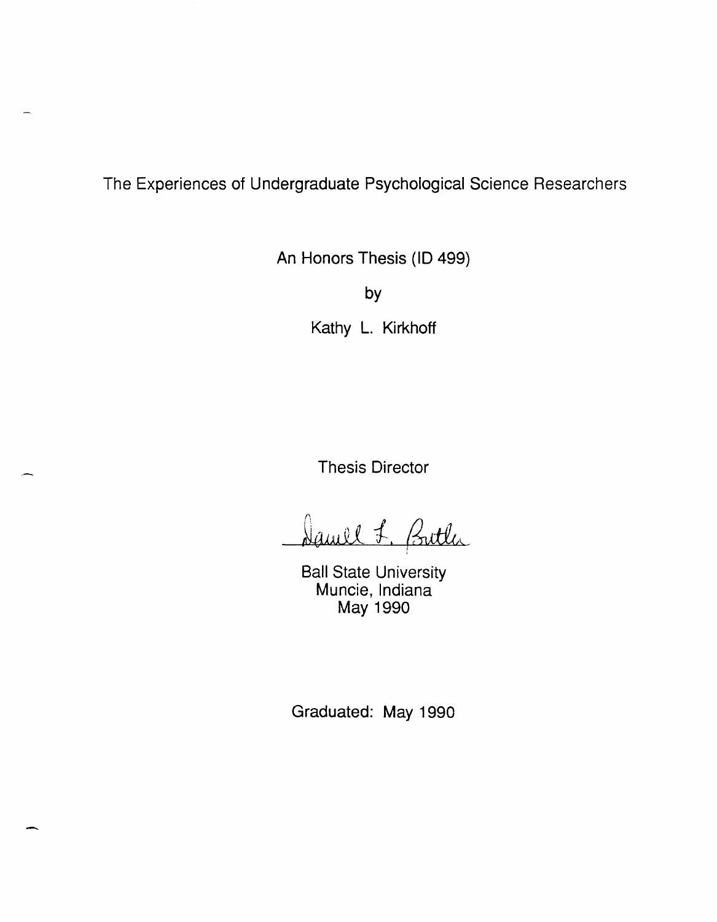# The Experiences of Undergraduate Psychological Science Researchers

An Honors Thesis (ID 499)

by

Kathy L. Kirkhoff

Thesis Director

Darrell L. Butler

Ball State University
Muncie, Indiana
May 1990

Graduated: May 1990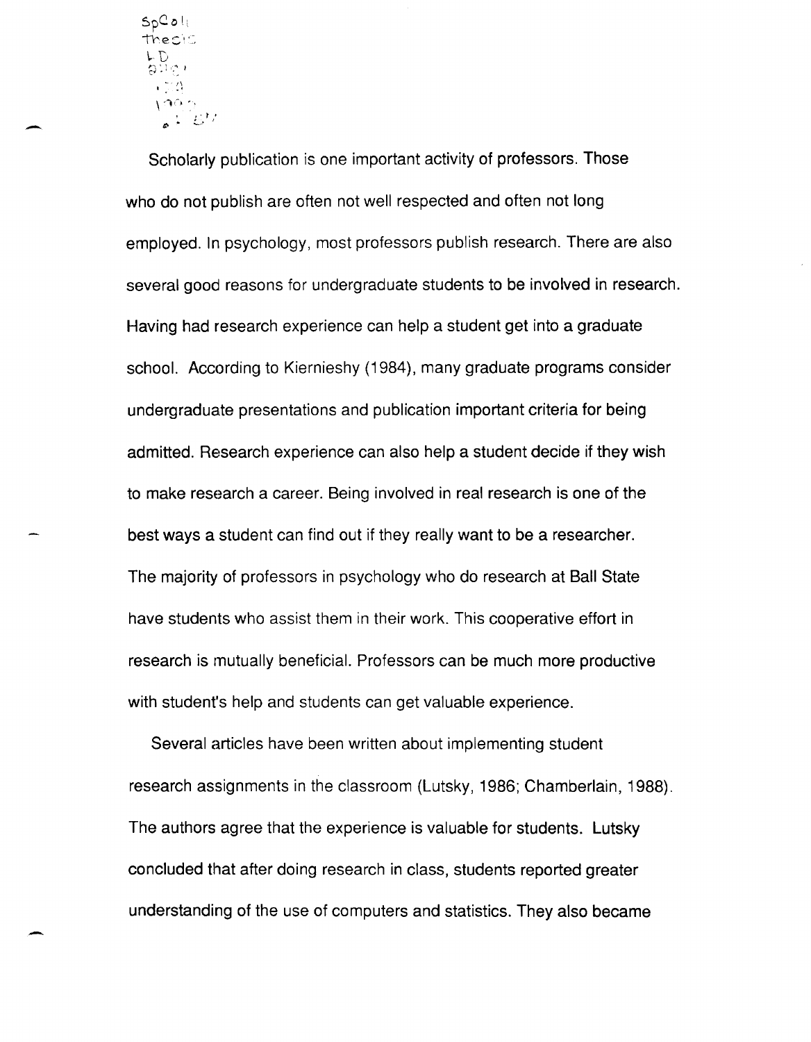Scholarly publication is one important activity of professors. Those who do not publish are often not well respected and often not long employed. In psychology, most professors publish research. There are also several good reasons for undergraduate students to be involved in research. Having had research experience can help a student get into a graduate school. According to Kiernieshy (1984), many graduate programs consider undergraduate presentations and publication important criteria for being admitted. Research experience can also help a student decide if they wish to make research a career. Being involved in real research is one of the best ways a student can find out if they really want to be a researcher. The majority of professors in psychology who do research at Ball State have students who assist them in their work. This cooperative effort in research is mutually beneficial. Professors can be much more productive with student's help and students can get valuable experience.

Several articles have been written about implementing student research assignments in the classroom (Lutsky, 1986; Chamberlain, 1988). The authors agree that the experience is valuable for students. Lutsky concluded that after doing research in class, students reported greater understanding of the use of computers and statistics. They also became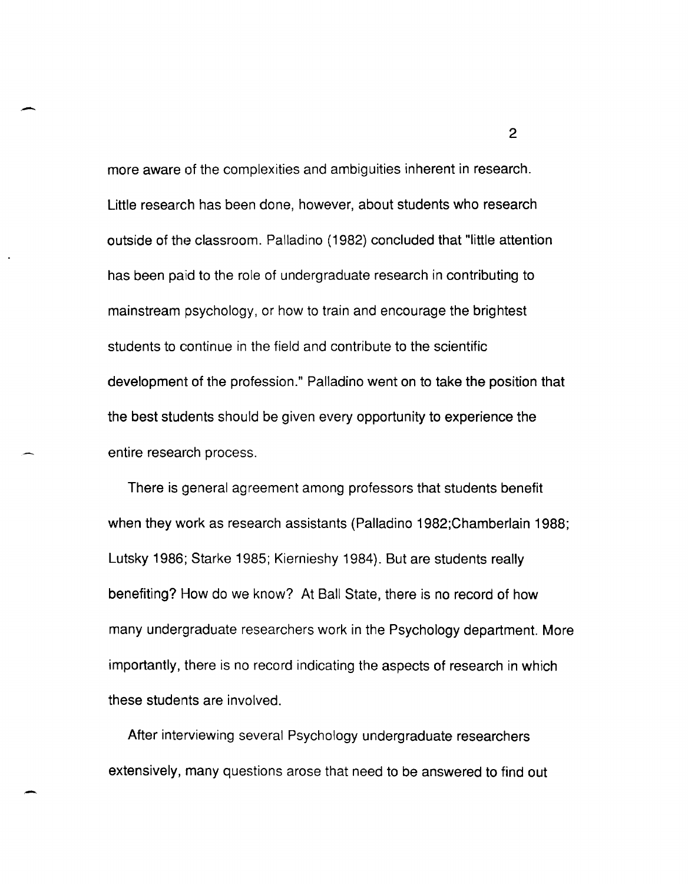more aware of the complexities and ambiguities inherent in research. Little research has been done, however, about students who research outside of the classroom. Palladino (1982) concluded that "little attention has been paid to the role of undergraduate research in contributing to mainstream psychology, or how to train and encourage the brightest students to continue in the field and contribute to the scientific development of the profession." Palladino went on to take the position that the best students should be given every opportunity to experience the entire research process.

There is general agreement among professors that students benefit when they work as research assistants (Palladino 1982;Chamberlain 1988; Lutsky 1986; Starke 1985; Kiernieshy 1984). But are students really benefiting? How do we know? At Ball State, there is no record of how many undergraduate researchers work in the Psychology department. More importantly, there is no record indicating the aspects of research in which these students are involved.

After interviewing several Psychology undergraduate researchers extensively, many questions arose that need to be answered to find out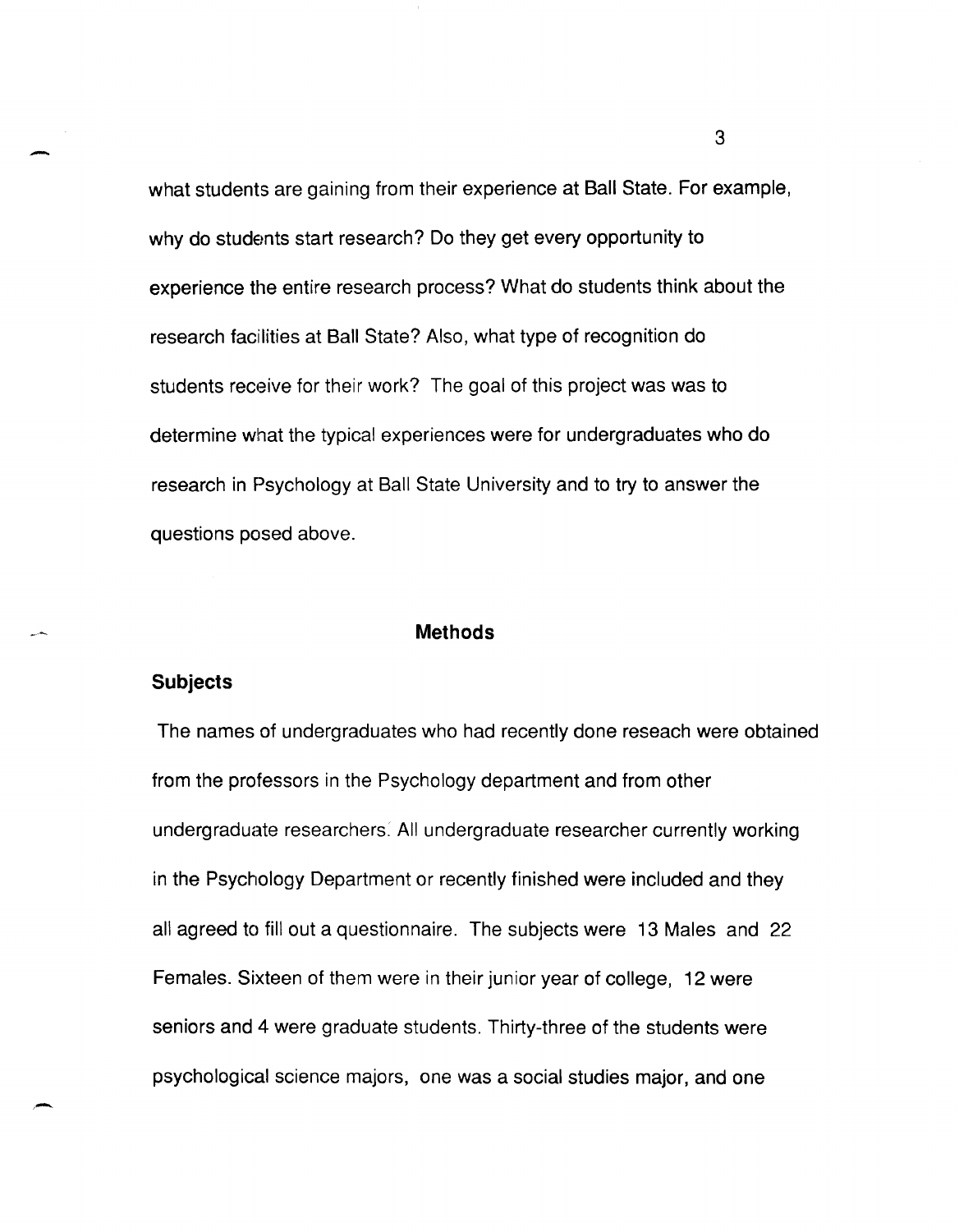what students are gaining from their experience at Ball State. For example, why do students start research? Do they get every opportunity to experience the entire research process? What do students think about the research facilities at Ball State? Also, what type of recognition do students receive for their work? The goal of this project was was to determine what the typical experiences were for undergraduates who do research in Psychology at Ball State University and to try to answer the questions posed above.

## Methods

### Subjects

The names of undergraduates who had recently done reseach were obtained from the professors in the Psychology department and from other undergraduate researchers. All undergraduate researcher currently working in the Psychology Department or recently finished were included and they all agreed to fill out a questionnaire. The subjects were 13 Males and 22 Females. Sixteen of them were in their junior year of college, 12 were seniors and 4 were graduate students. Thirty-three of the students were psychological science majors, one was a social studies major, and one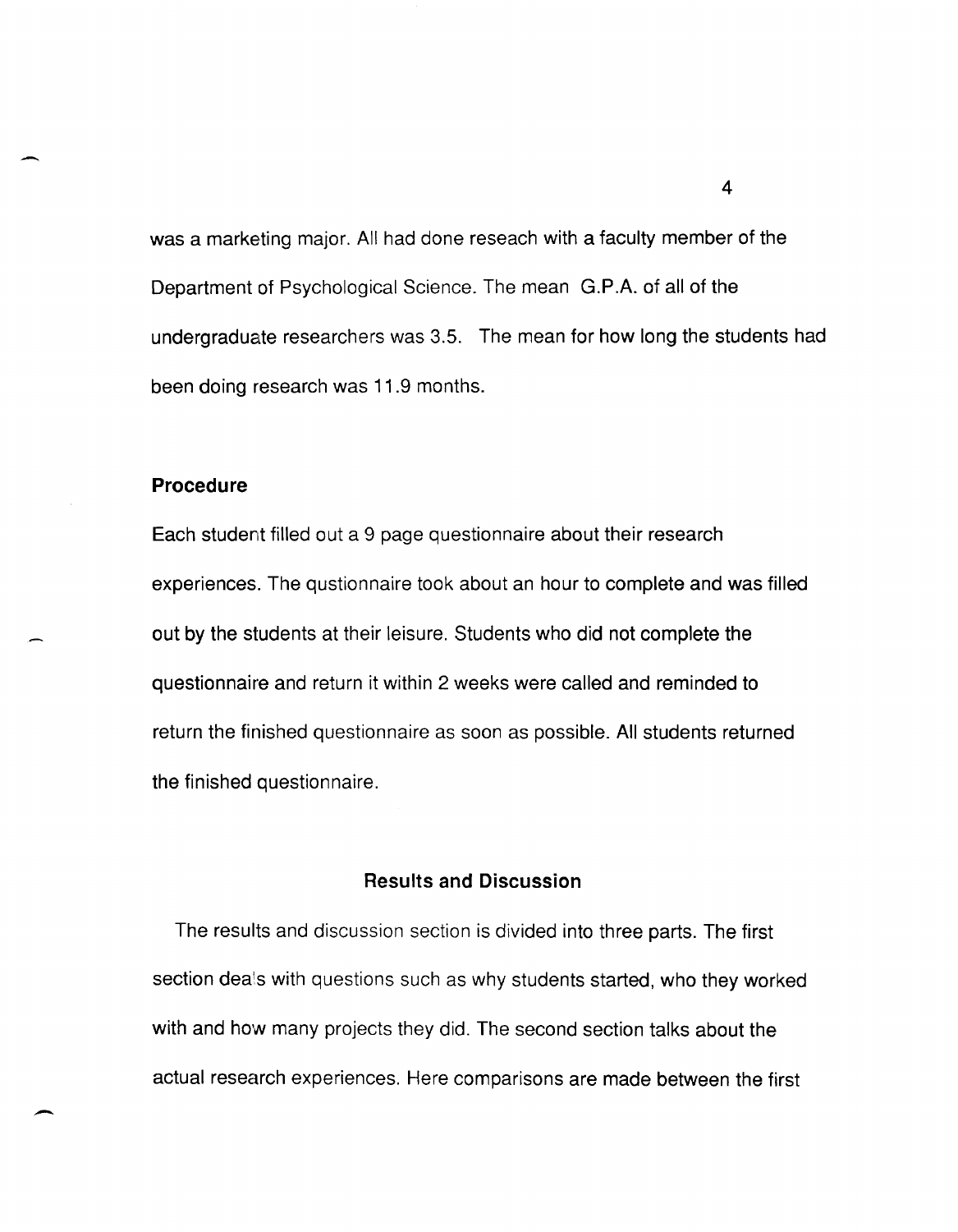was a marketing major. All had done reseach with a faculty member of the Department of Psychological Science. The mean G.P.A. of all of the undergraduate researchers was 3.5. The mean for how long the students had been doing research was 11.9 months.

### Procedure

Each student filled out a 9 page questionnaire about their research experiences. The qustionnaire took about an hour to complete and was filled out by the students at their leisure. Students who did not complete the questionnaire and return it within 2 weeks were called and reminded to return the finished questionnaire as soon as possible. All students returned the finished questionnaire.

## Results and Discussion

The results and discussion section is divided into three parts. The first section deals with questions such as why students started, who they worked with and how many projects they did. The second section talks about the actual research experiences. Here comparisons are made between the first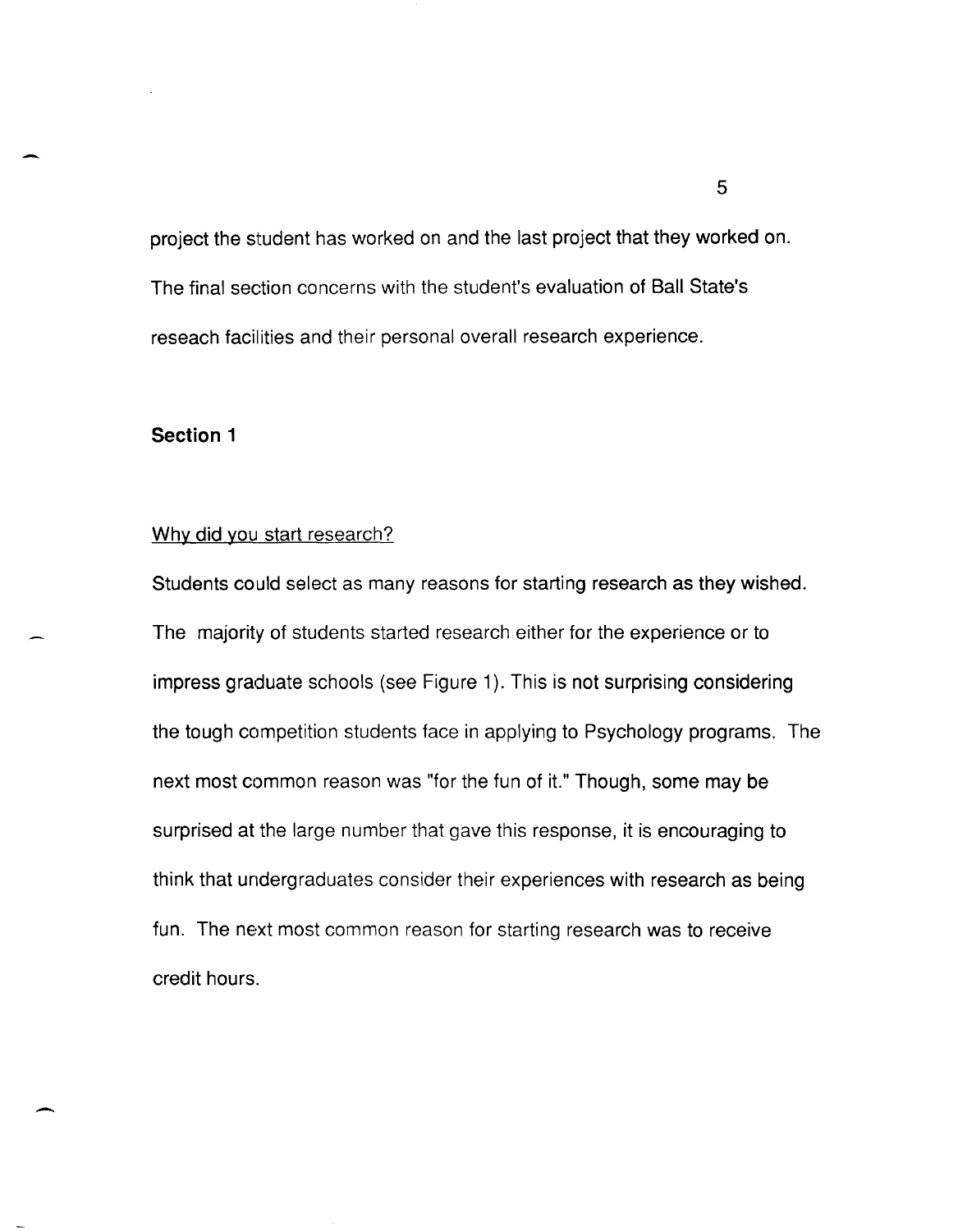project the student has worked on and the last project that they worked on. The final section concerns with the student's evaluation of Ball State's reseach facilities and their personal overall research experience.

## Section 1

### Why did you start research?

Students could select as many reasons for starting research as they wished. The majority of students started research either for the experience or to impress graduate schools (see Figure 1). This is not surprising considering the tough competition students face in applying to Psychology programs. The next most common reason was "for the fun of it." Though, some may be surprised at the large number that gave this response, it is encouraging to think that undergraduates consider their experiences with research as being fun. The next most common reason for starting research was to receive credit hours.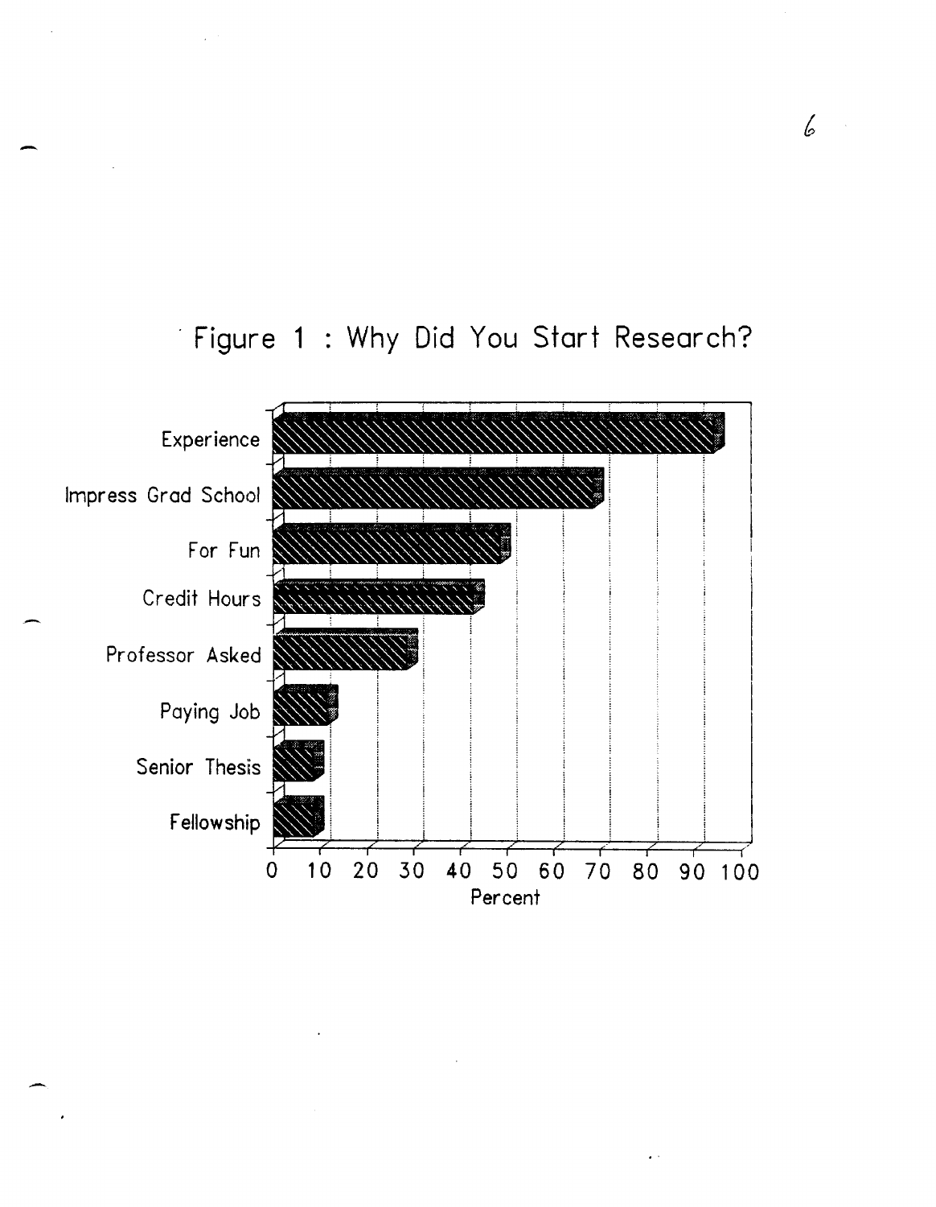Figure 1 : Why Did You Start Research?

Experience

Impress Grad School

For Fun

Credit Hours

Professor Asked

Paying Job

Senior Thesis

Fellowship

0 10 20 30 40 50 60 70 80 90 100

Percent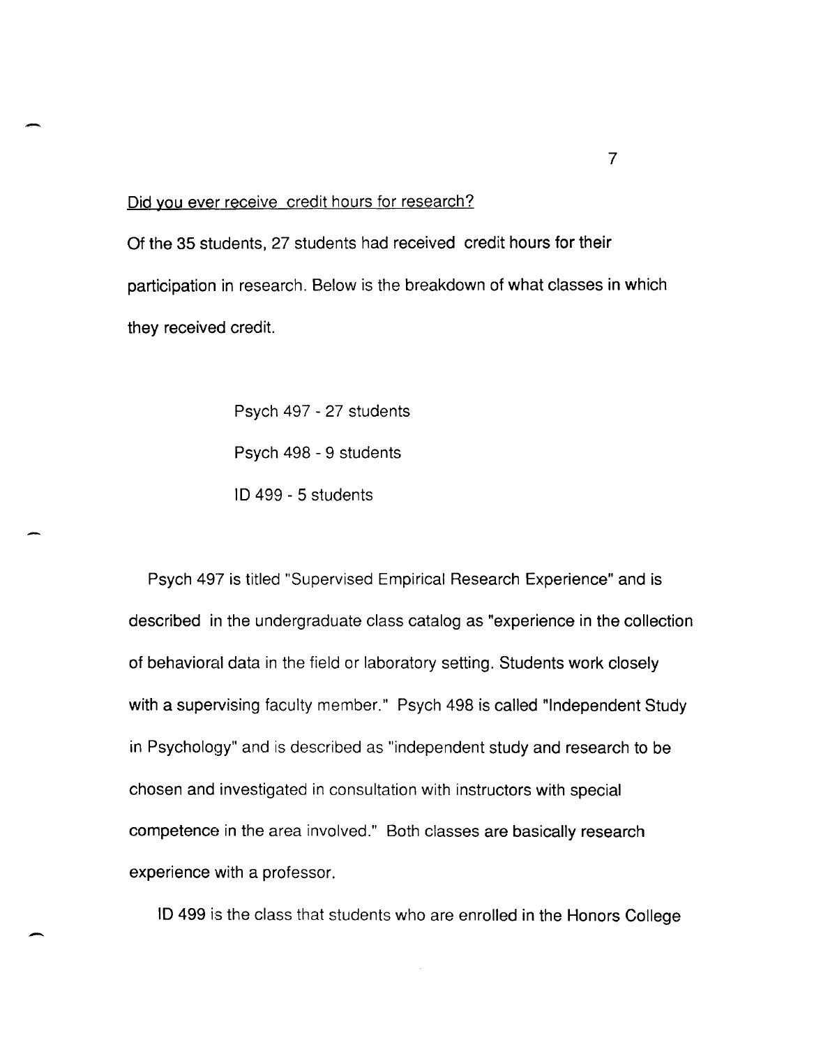Did you ever receive credit hours for research?

Of the 35 students, 27 students had received credit hours for their participation in research. Below is the breakdown of what classes in which they received credit.

Psych 497 - 27 students

Psych 498 - 9 students

ID 499 - 5 students

Psych 497 is titled "Supervised Empirical Research Experience" and is described in the undergraduate class catalog as "experience in the collection of behavioral data in the field or laboratory setting. Students work closely with a supervising faculty member." Psych 498 is called "Independent Study in Psychology" and is described as "independent study and research to be chosen and investigated in consultation with instructors with special competence in the area involved." Both classes are basically research experience with a professor.

ID 499 is the class that students who are enrolled in the Honors College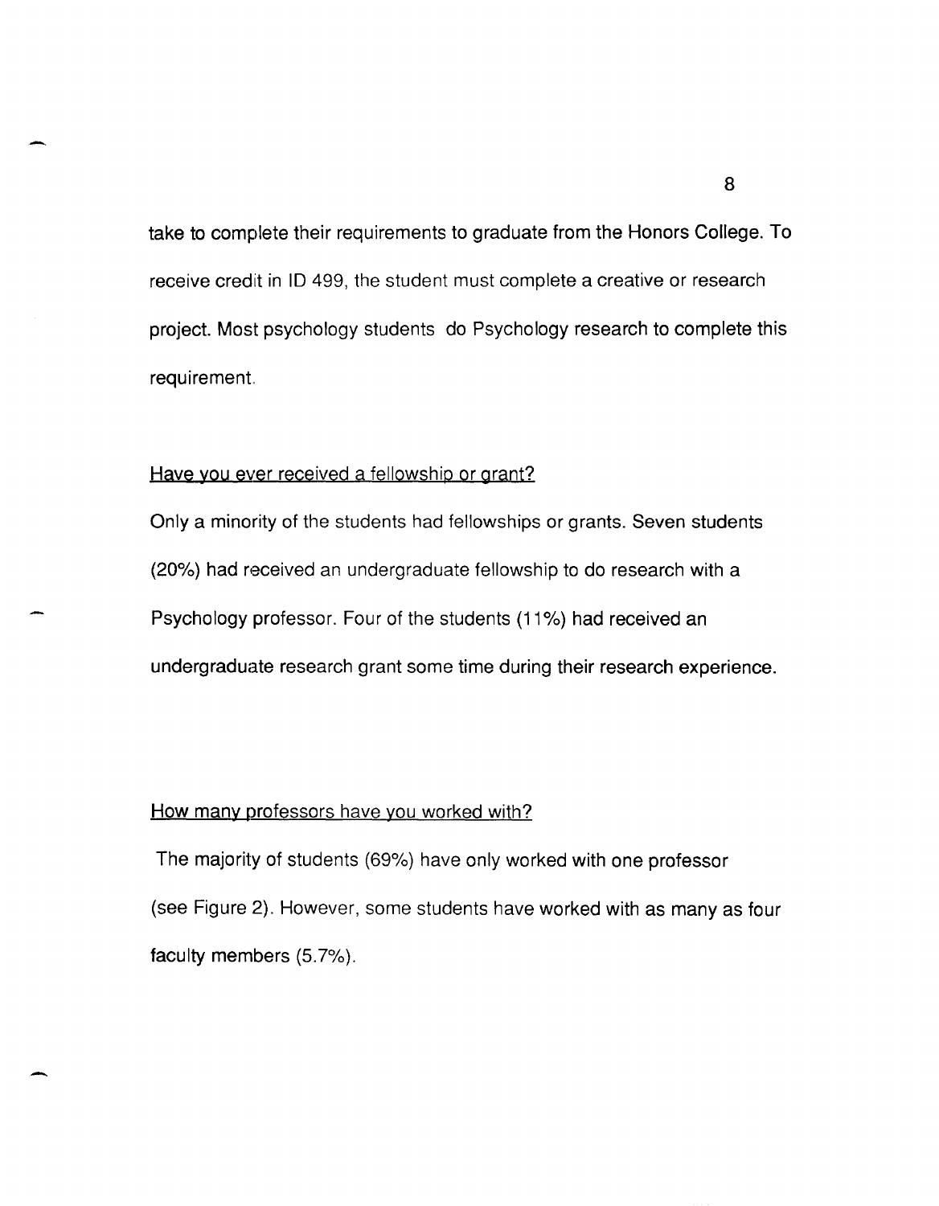take to complete their requirements to graduate from the Honors College. To receive credit in ID 499, the student must complete a creative or research project. Most psychology students do Psychology research to complete this requirement.

<u>Have you ever received a fellowship or grant?</u>

Only a minority of the students had fellowships or grants. Seven students (20%) had received an undergraduate fellowship to do research with a Psychology professor. Four of the students (11%) had received an undergraduate research grant some time during their research experience.

<u>How many professors have you worked with?</u>

The majority of students (69%) have only worked with one professor (see Figure 2). However, some students have worked with as many as four faculty members (5.7%).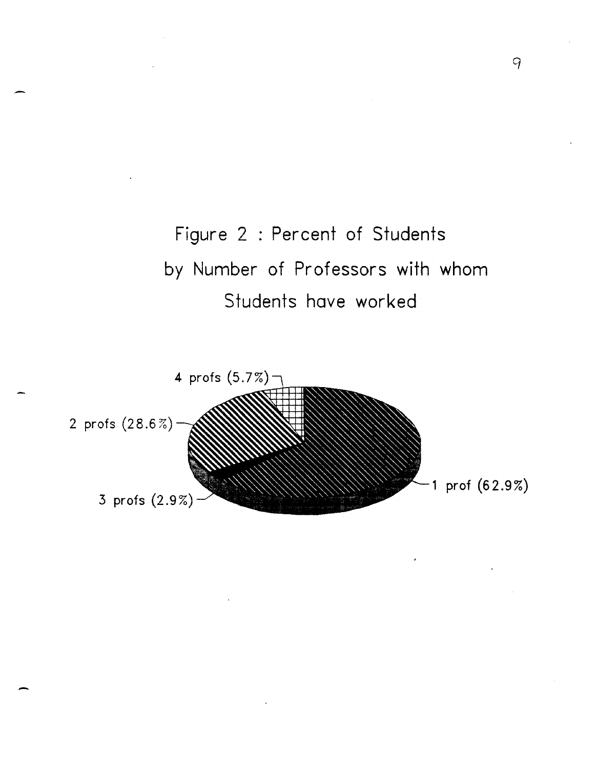Figure 2 : Percent of Students by Number of Professors with whom Students have worked

4 profs (5.7%)

2 profs (28.6%)

3 profs (2.9%)

1 prof (62.9%)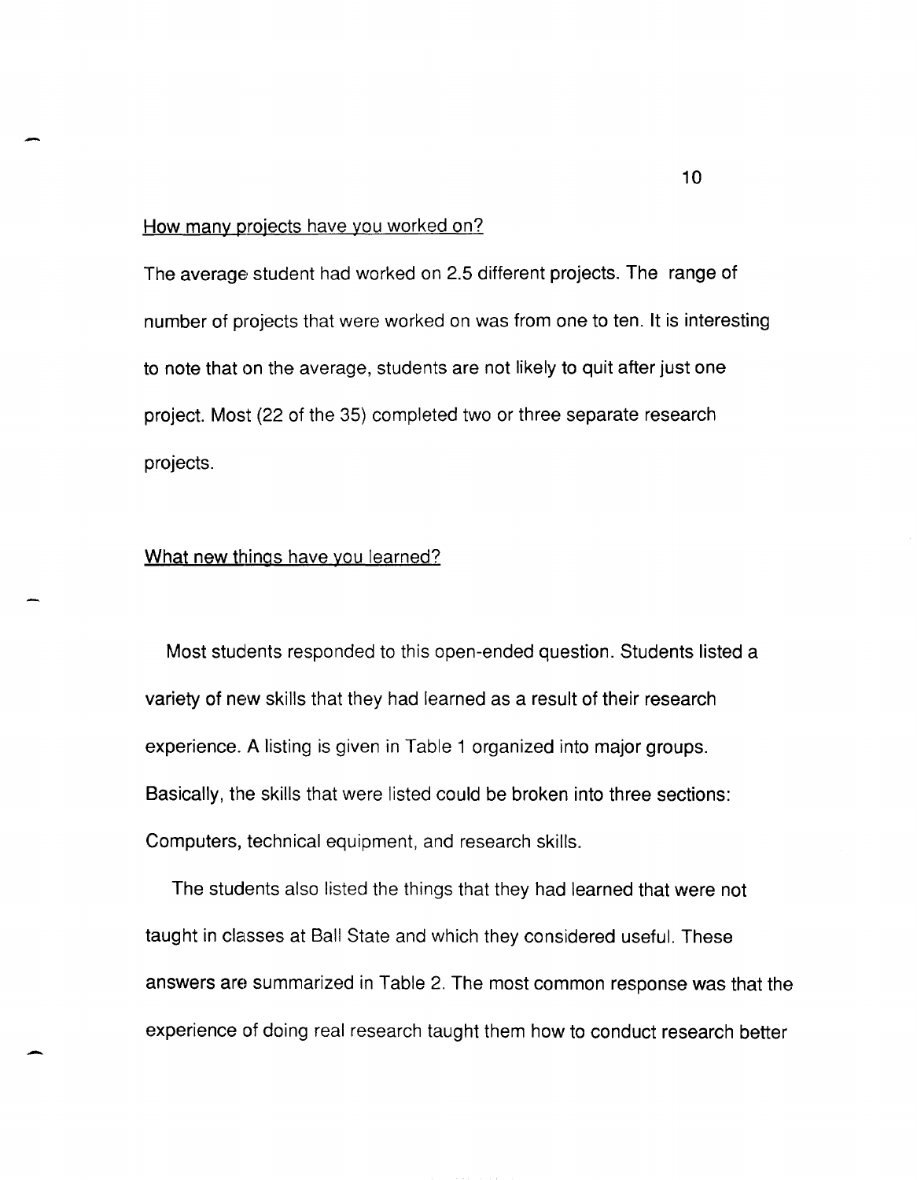<u>How many projects have you worked on?</u>

The average student had worked on 2.5 different projects. The range of number of projects that were worked on was from one to ten. It is interesting to note that on the average, students are not likely to quit after just one project. Most (22 of the 35) completed two or three separate research projects.

<u>What new things have you learned?</u>

Most students responded to this open-ended question. Students listed a variety of new skills that they had learned as a result of their research experience. A listing is given in Table 1 organized into major groups. Basically, the skills that were listed could be broken into three sections: Computers, technical equipment, and research skills.

The students also listed the things that they had learned that were not taught in classes at Ball State and which they considered useful. These answers are summarized in Table 2. The most common response was that the experience of doing real research taught them how to conduct research better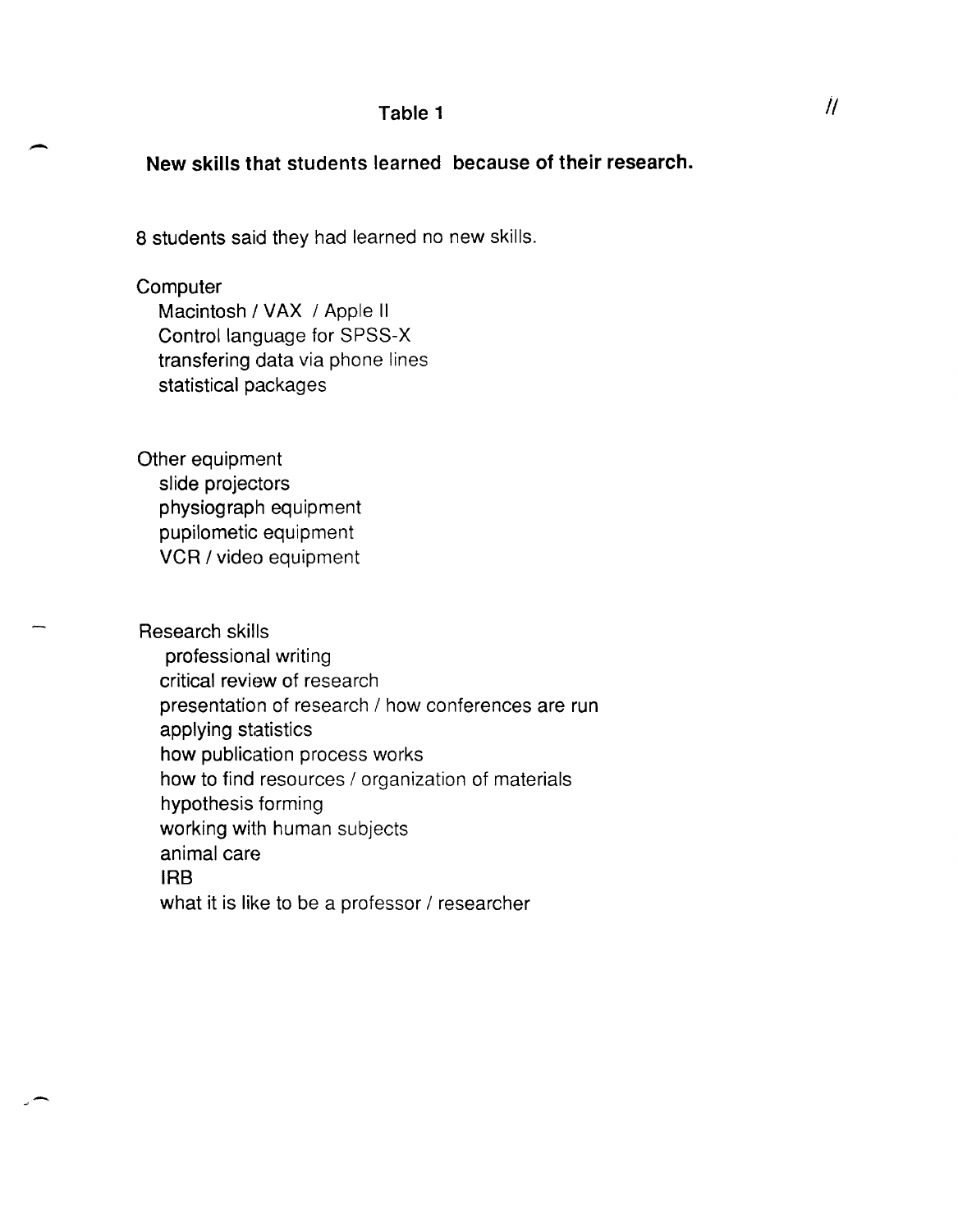## Table 1

**New skills that students learned because of their research.**

8 students said they had learned no new skills.

Computer
- Macintosh / VAX / Apple II
- Control language for SPSS-X
- transfering data via phone lines
- statistical packages

Other equipment
- slide projectors
- physiograph equipment
- pupilometic equipment
- VCR / video equipment

Research skills
- professional writing
- critical review of research
- presentation of research / how conferences are run
- applying statistics
- how publication process works
- how to find resources / organization of materials
- hypothesis forming
- working with human subjects
- animal care
- IRB
- what it is like to be a professor / researcher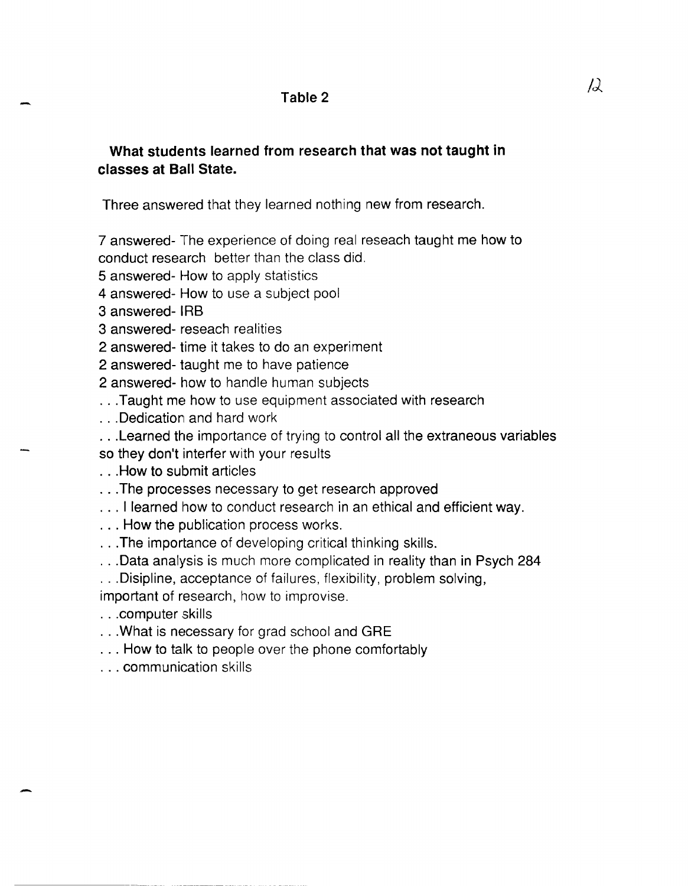## Table 2

**What students learned from research that was not taught in classes at Ball State.**

Three answered that they learned nothing new from research.

7 answered- The experience of doing real reseach taught me how to conduct research better than the class did.
5 answered- How to apply statistics
4 answered- How to use a subject pool
3 answered- IRB
3 answered- reseach realities
2 answered- time it takes to do an experiment
2 answered- taught me to have patience
2 answered- how to handle human subjects
. . .Taught me how to use equipment associated with research
. . .Dedication and hard work
. . .Learned the importance of trying to control all the extraneous variables so they don't interfer with your results
. . .How to submit articles
. . .The processes necessary to get research approved
. . . I learned how to conduct research in an ethical and efficient way.
. . . How the publication process works.
. . .The importance of developing critical thinking skills.
. . .Data analysis is much more complicated in reality than in Psych 284
. . .Disipline, acceptance of failures, flexibility, problem solving, important of research, how to improvise.
. . .computer skills
. . .What is necessary for grad school and GRE
. . . How to talk to people over the phone comfortably
. . . communication skills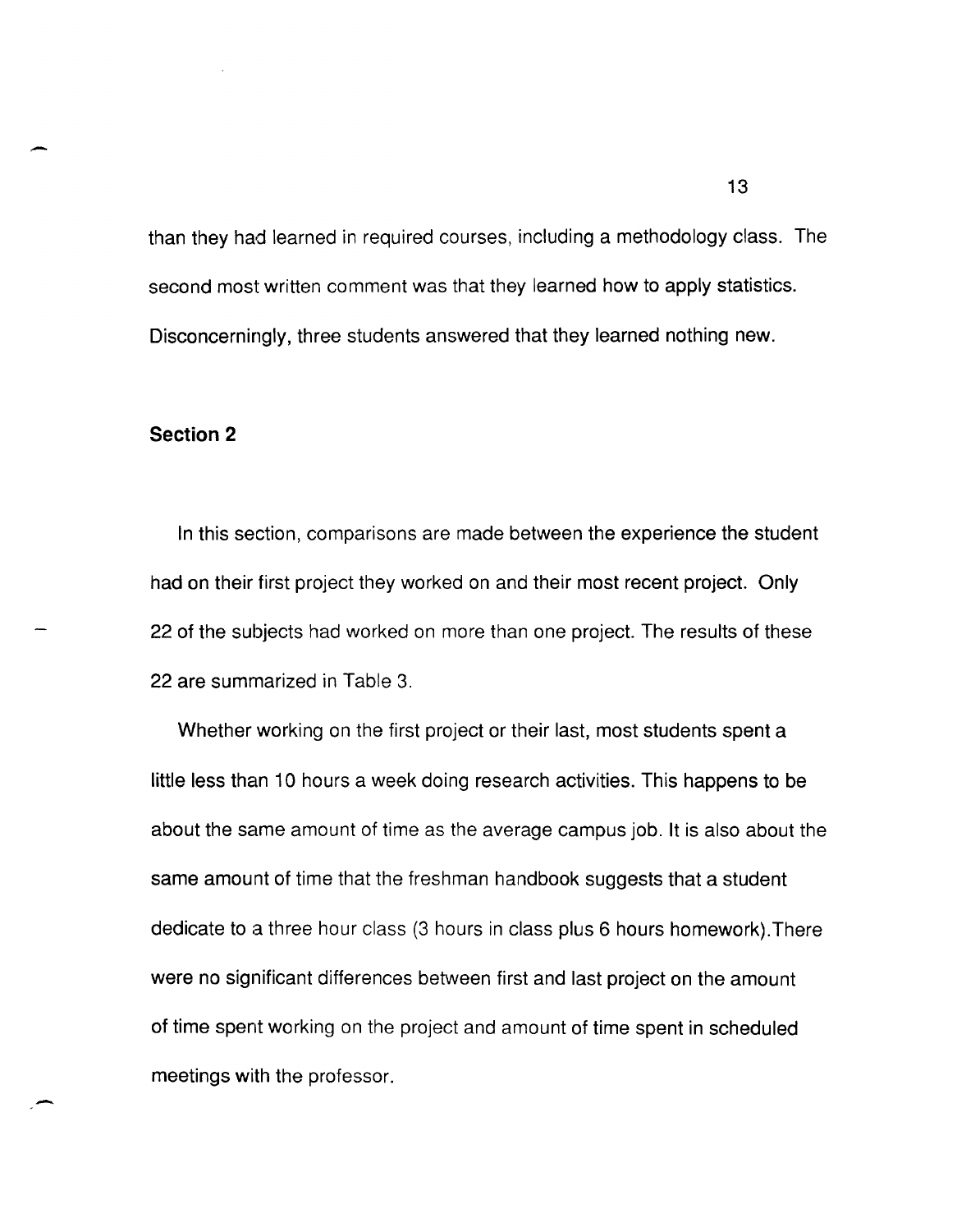than they had learned in required courses, including a methodology class. The second most written comment was that they learned how to apply statistics. Disconcerningly, three students answered that they learned nothing new.

## Section 2

In this section, comparisons are made between the experience the student had on their first project they worked on and their most recent project. Only 22 of the subjects had worked on more than one project. The results of these 22 are summarized in Table 3.

Whether working on the first project or their last, most students spent a little less than 10 hours a week doing research activities. This happens to be about the same amount of time as the average campus job. It is also about the same amount of time that the freshman handbook suggests that a student dedicate to a three hour class (3 hours in class plus 6 hours homework).There were no significant differences between first and last project on the amount of time spent working on the project and amount of time spent in scheduled meetings with the professor.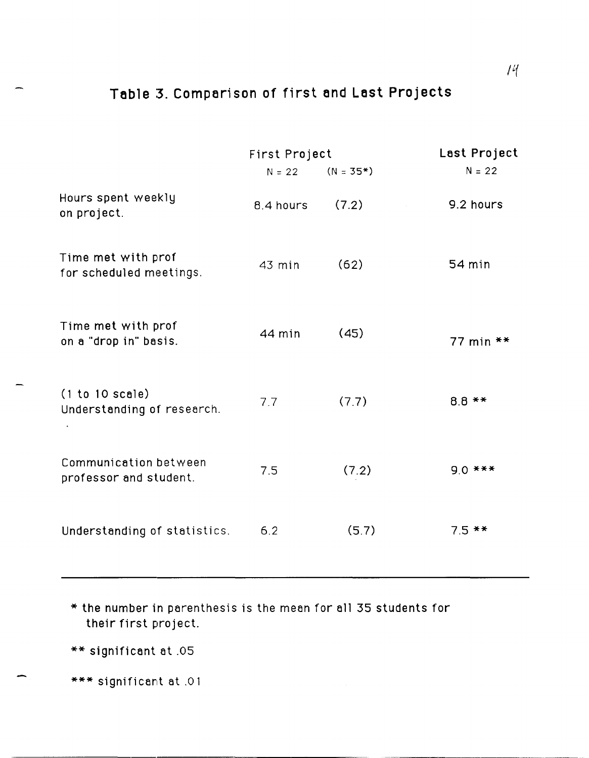## Table 3. Comparison of first and Last Projects

| | First Project | | Last Project |
|---|---|---|---|
| | N = 22 | (N = 35*) | N = 22 |
| Hours spent weekly on project. | 8.4 hours | (7.2) | 9.2 hours |
| Time met with prof for scheduled meetings. | 43 min | (62) | 54 min |
| Time met with prof on a "drop in" basis. | 44 min | (45) | 77 min ** |
| (1 to 10 scale) Understanding of research. | 7.7 | (7.7) | 8.8 ** |
| Communication between professor and student. | 7.5 | (7.2) | 9.0 *** |
| Understanding of statistics. | 6.2 | (5.7) | 7.5 ** |

\* the number in parenthesis is the mean for all 35 students for their first project.

** significant at .05

*** significant at .01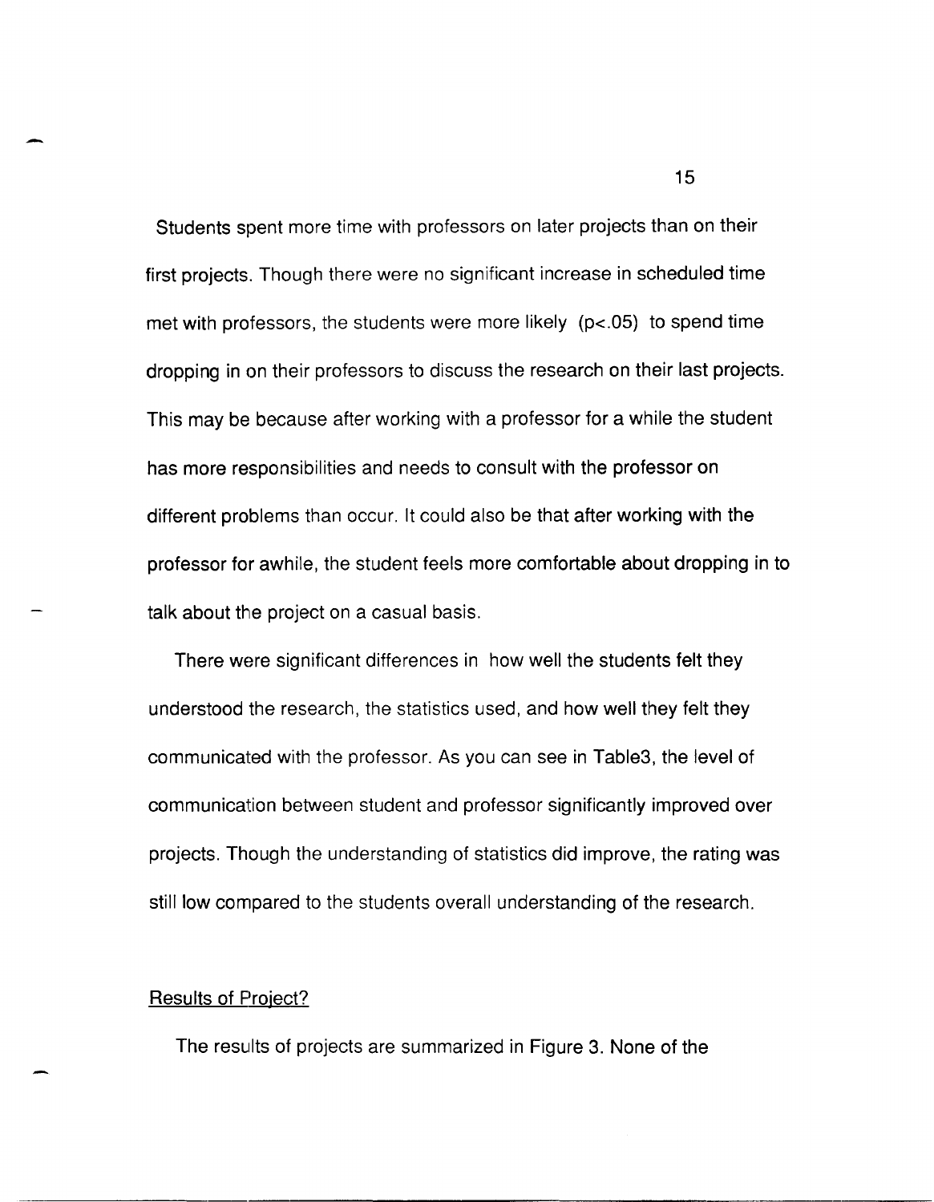Students spent more time with professors on later projects than on their first projects. Though there were no significant increase in scheduled time met with professors, the students were more likely ($p<.05$) to spend time dropping in on their professors to discuss the research on their last projects. This may be because after working with a professor for a while the student has more responsibilities and needs to consult with the professor on different problems than occur. It could also be that after working with the professor for awhile, the student feels more comfortable about dropping in to talk about the project on a casual basis.

There were significant differences in how well the students felt they understood the research, the statistics used, and how well they felt they communicated with the professor. As you can see in Table3, the level of communication between student and professor significantly improved over projects. Though the understanding of statistics did improve, the rating was still low compared to the students overall understanding of the research.

Results of Project?

The results of projects are summarized in Figure 3. None of the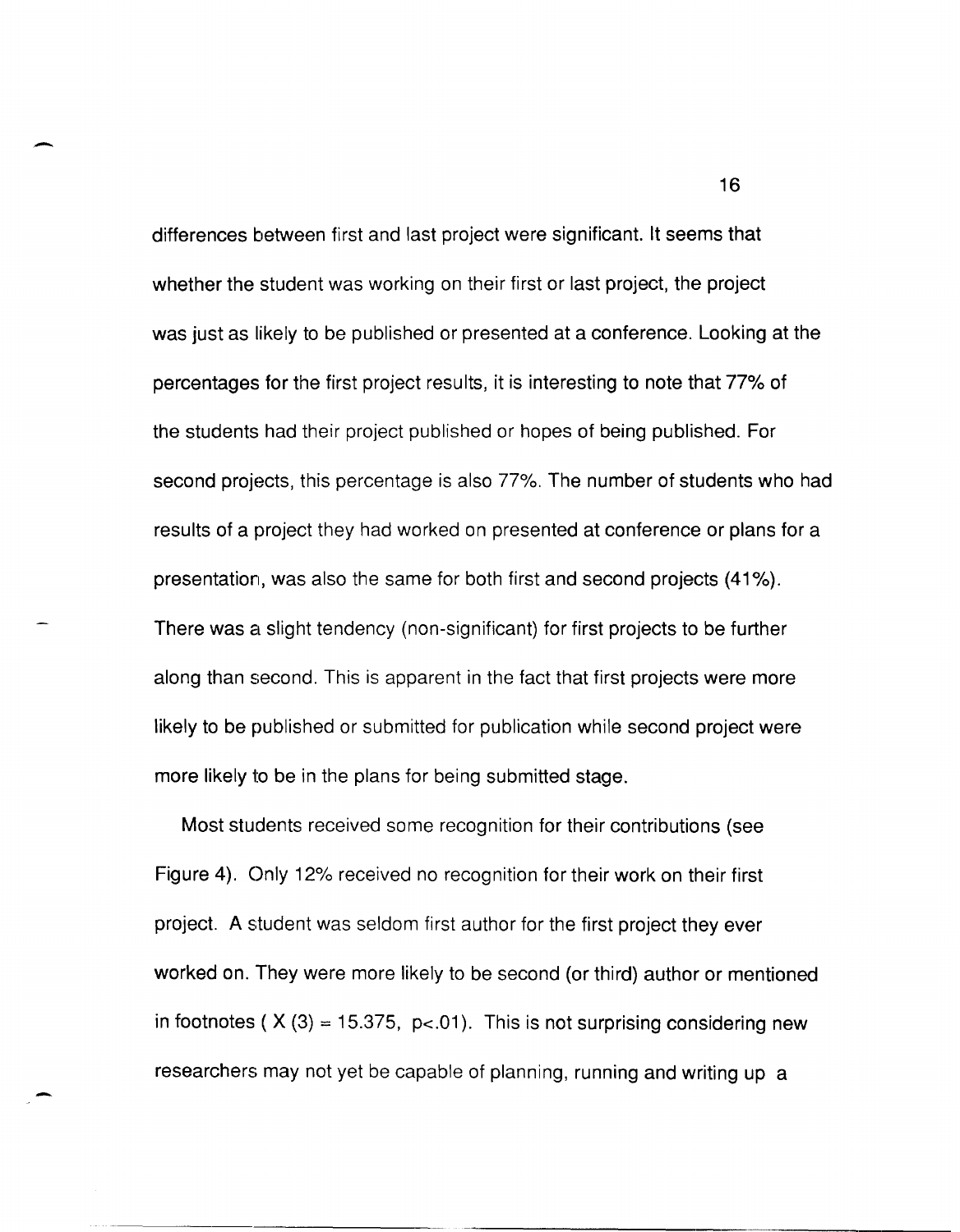differences between first and last project were significant. It seems that whether the student was working on their first or last project, the project was just as likely to be published or presented at a conference. Looking at the percentages for the first project results, it is interesting to note that 77% of the students had their project published or hopes of being published. For second projects, this percentage is also 77%. The number of students who had results of a project they had worked on presented at conference or plans for a presentation, was also the same for both first and second projects (41%). There was a slight tendency (non-significant) for first projects to be further along than second. This is apparent in the fact that first projects were more likely to be published or submitted for publication while second project were more likely to be in the plans for being submitted stage.

Most students received some recognition for their contributions (see Figure 4). Only 12% received no recognition for their work on their first project. A student was seldom first author for the first project they ever worked on. They were more likely to be second (or third) author or mentioned in footnotes ( $X(3) = 15.375$, $p<.01$). This is not surprising considering new researchers may not yet be capable of planning, running and writing up a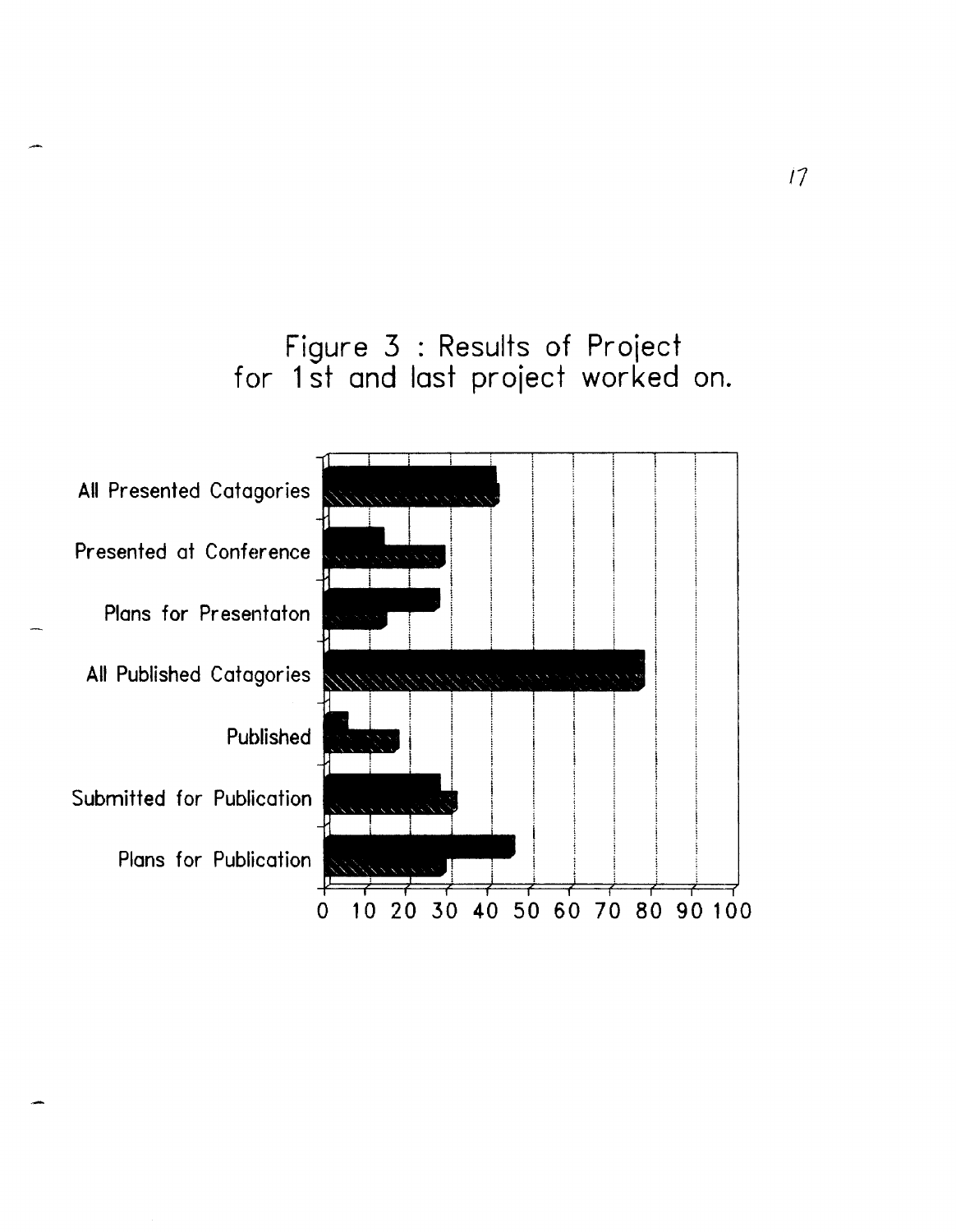Figure 3 : Results of Project for 1st and last project worked on.

All Presented Catagories

Presented at Conference

Plans for Presentaton

All Published Catagories

Published

Submitted for Publication

Plans for Publication

0 10 20 30 40 50 60 70 80 90 100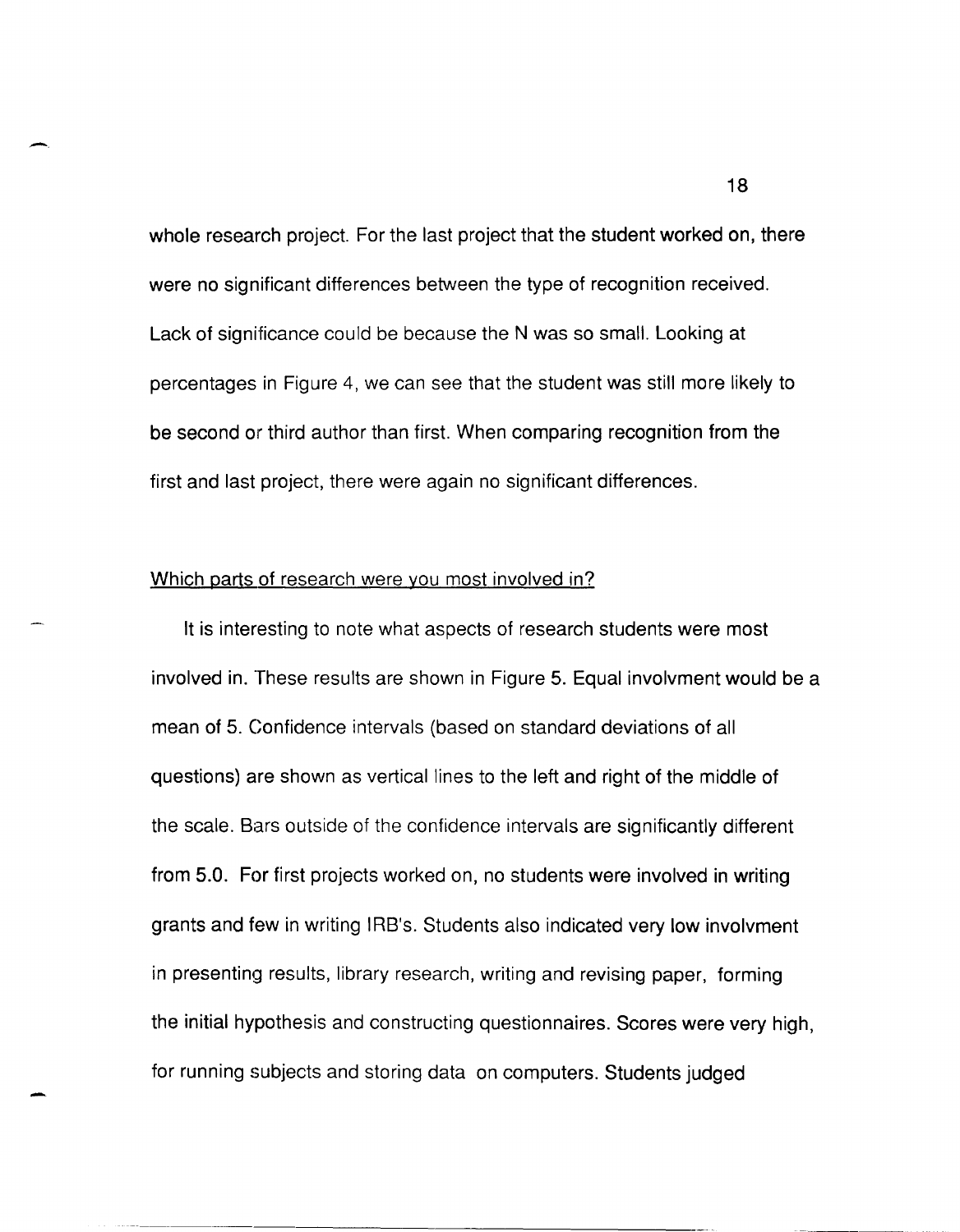whole research project. For the last project that the student worked on, there were no significant differences between the type of recognition received. Lack of significance could be because the N was so small. Looking at percentages in Figure 4, we can see that the student was still more likely to be second or third author than first. When comparing recognition from the first and last project, there were again no significant differences.

Which parts of research were you most involved in?

It is interesting to note what aspects of research students were most involved in. These results are shown in Figure 5. Equal involvment would be a mean of 5. Confidence intervals (based on standard deviations of all questions) are shown as vertical lines to the left and right of the middle of the scale. Bars outside of the confidence intervals are significantly different from 5.0. For first projects worked on, no students were involved in writing grants and few in writing IRB's. Students also indicated very low involvment in presenting results, library research, writing and revising paper, forming the initial hypothesis and constructing questionnaires. Scores were very high, for running subjects and storing data on computers. Students judged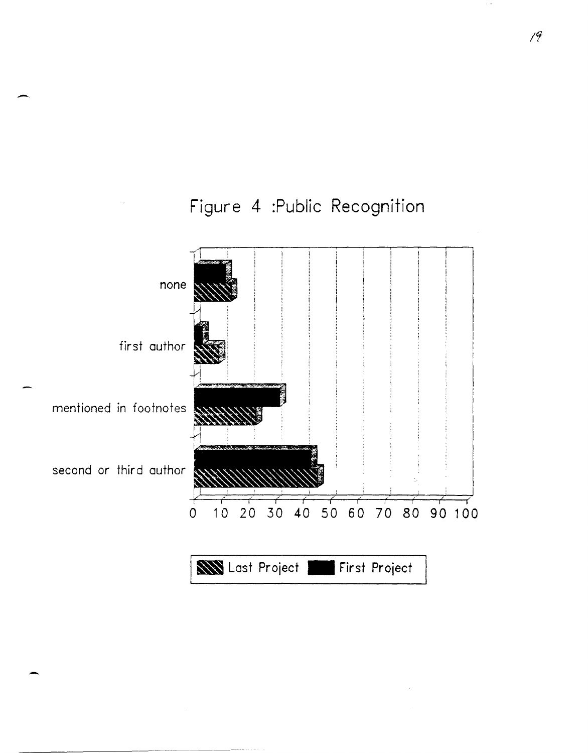Figure 4 :Public Recognition

none

first author

mentioned in footnotes

second or third author

0 10 20 30 40 50 60 70 80 90 100

Last Project First Project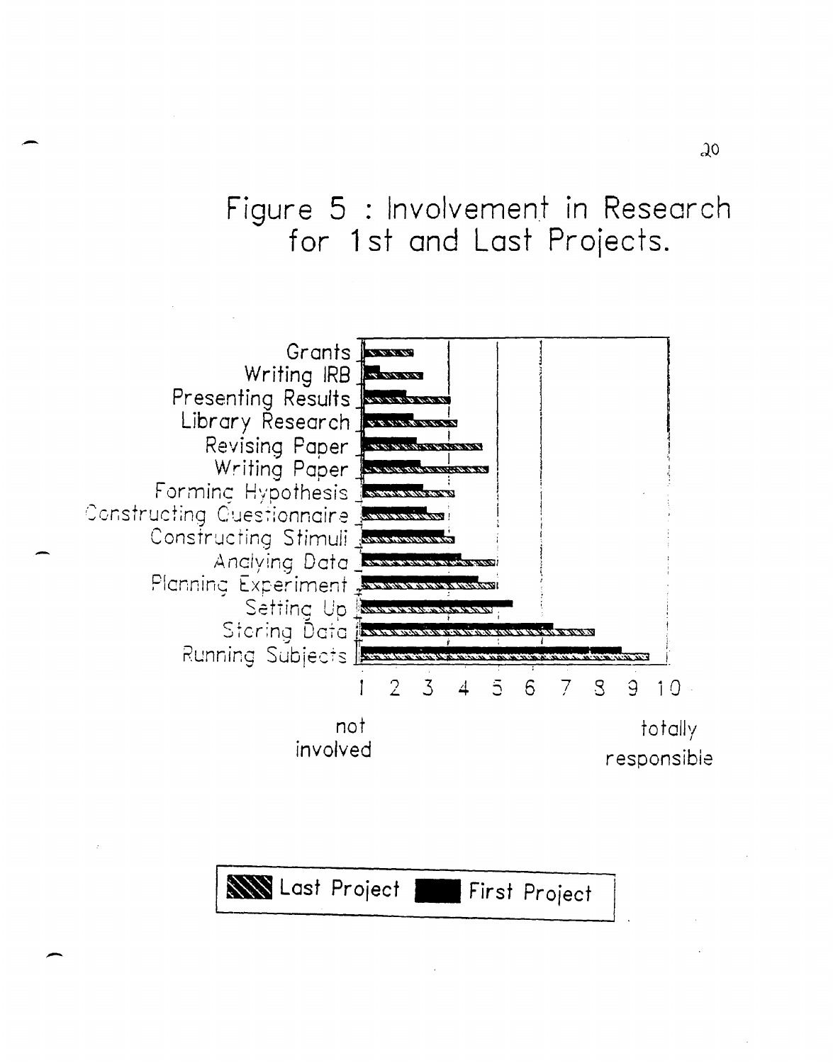# Figure 5 : Involvement in Research for 1st and Last Projects.

Grants
Writing IRB
Presenting Results
Library Research
Revising Paper
Writing Paper
Forming Hypothesis
Constructing Questionnaire
Constructing Stimuli
Analyzing Data
Planning Experiment
Setting Up
Storing Data
Running Subjects

1 2 3 4 5 6 7 8 9 10

not involved — totally responsible

Last Project | First Project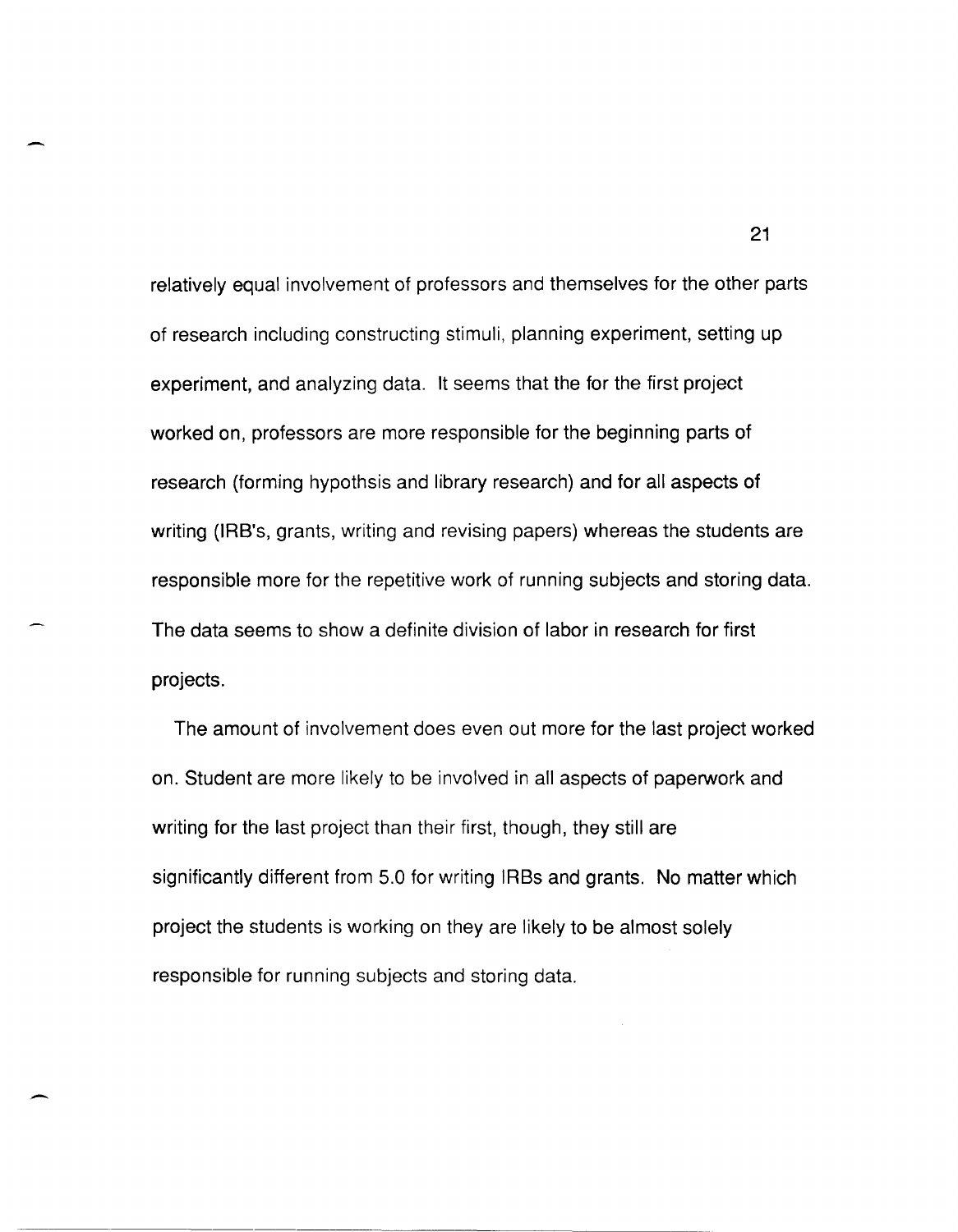relatively equal involvement of professors and themselves for the other parts of research including constructing stimuli, planning experiment, setting up experiment, and analyzing data. It seems that the for the first project worked on, professors are more responsible for the beginning parts of research (forming hypothsis and library research) and for all aspects of writing (IRB's, grants, writing and revising papers) whereas the students are responsible more for the repetitive work of running subjects and storing data. The data seems to show a definite division of labor in research for first projects.

The amount of involvement does even out more for the last project worked on. Student are more likely to be involved in all aspects of paperwork and writing for the last project than their first, though, they still are significantly different from 5.0 for writing IRBs and grants. No matter which project the students is working on they are likely to be almost solely responsible for running subjects and storing data.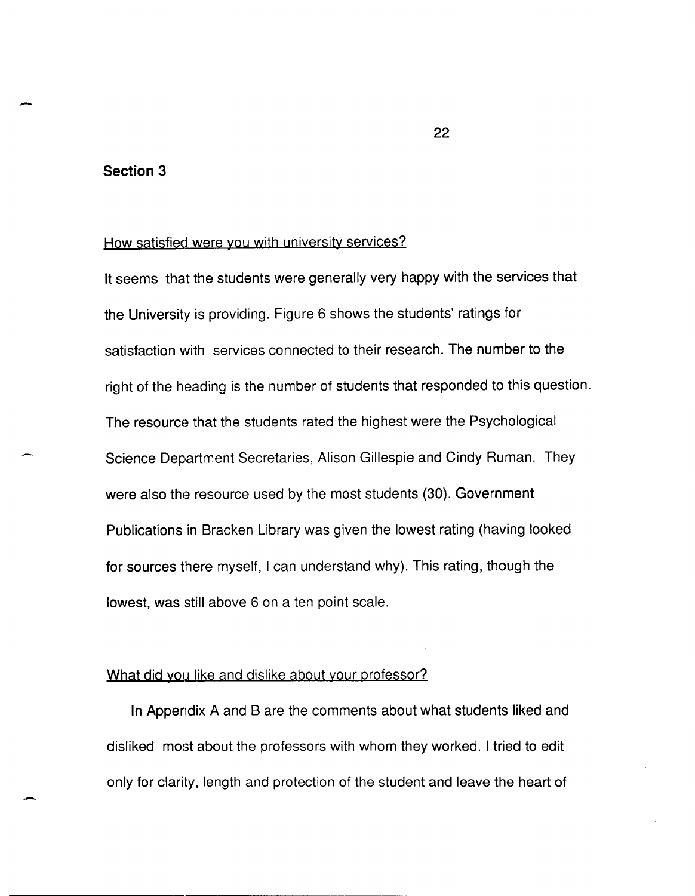## Section 3

How satisfied were you with university services?

It seems that the students were generally very happy with the services that the University is providing. Figure 6 shows the students' ratings for satisfaction with services connected to their research. The number to the right of the heading is the number of students that responded to this question. The resource that the students rated the highest were the Psychological Science Department Secretaries, Alison Gillespie and Cindy Ruman. They were also the resource used by the most students (30). Government Publications in Bracken Library was given the lowest rating (having looked for sources there myself, I can understand why). This rating, though the lowest, was still above 6 on a ten point scale.

What did you like and dislike about your professor?

In Appendix A and B are the comments about what students liked and disliked most about the professors with whom they worked. I tried to edit only for clarity, length and protection of the student and leave the heart of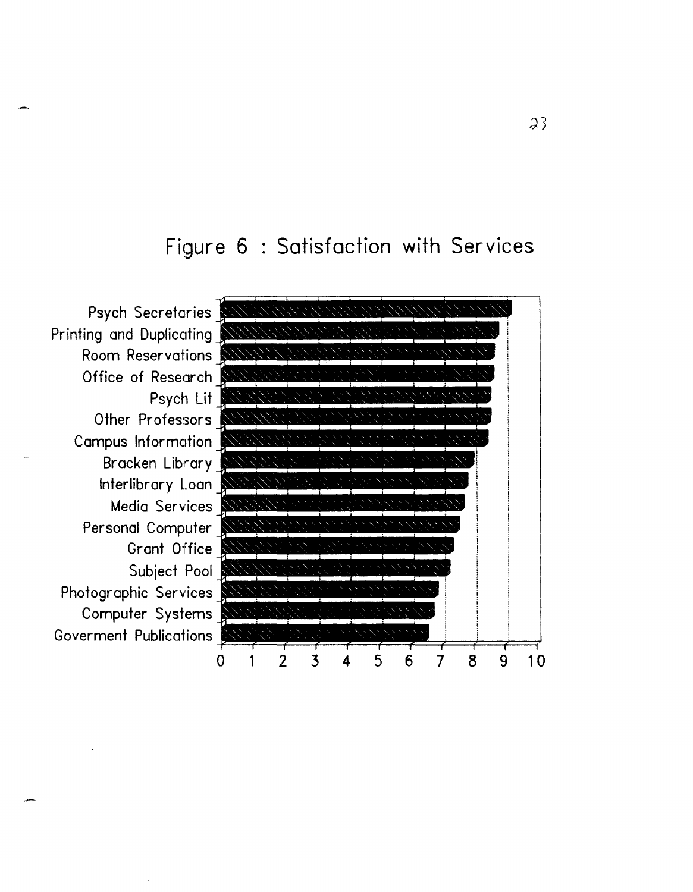# Figure 6 : Satisfaction with Services

Psych Secretaries
Printing and Duplicating
Room Reservations
Office of Research
Psych Lit
Other Professors
Campus Information
Bracken Library
Interlibrary Loan
Media Services
Personal Computer
Grant Office
Subject Pool
Photographic Services
Computer Systems
Goverment Publications

0 1 2 3 4 5 6 7 8 9 10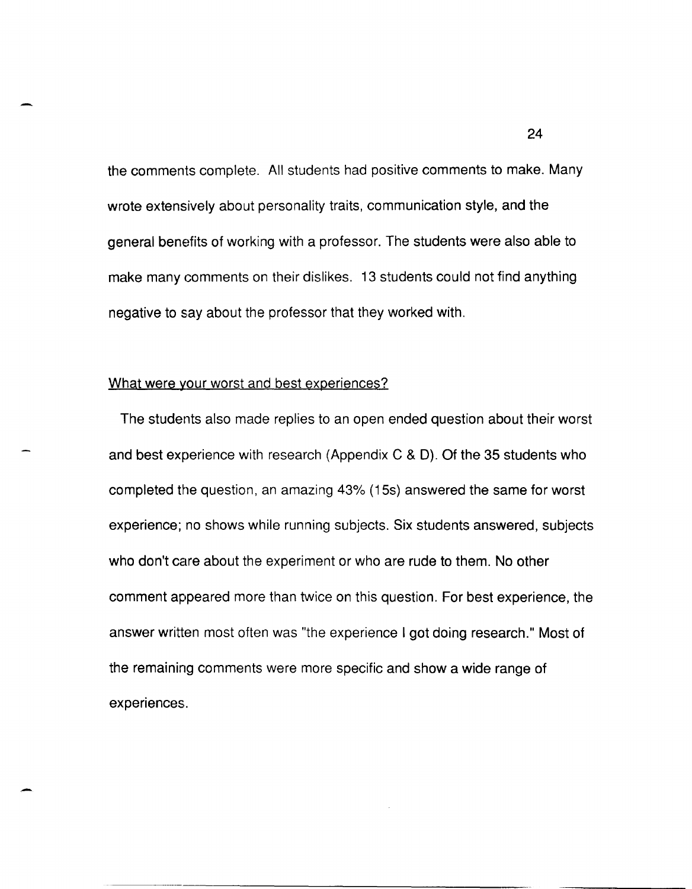the comments complete. All students had positive comments to make. Many wrote extensively about personality traits, communication style, and the general benefits of working with a professor. The students were also able to make many comments on their dislikes. 13 students could not find anything negative to say about the professor that they worked with.

<u>What were your worst and best experiences?</u>

The students also made replies to an open ended question about their worst and best experience with research (Appendix C & D). Of the 35 students who completed the question, an amazing 43% (15s) answered the same for worst experience; no shows while running subjects. Six students answered, subjects who don't care about the experiment or who are rude to them. No other comment appeared more than twice on this question. For best experience, the answer written most often was "the experience I got doing research." Most of the remaining comments were more specific and show a wide range of experiences.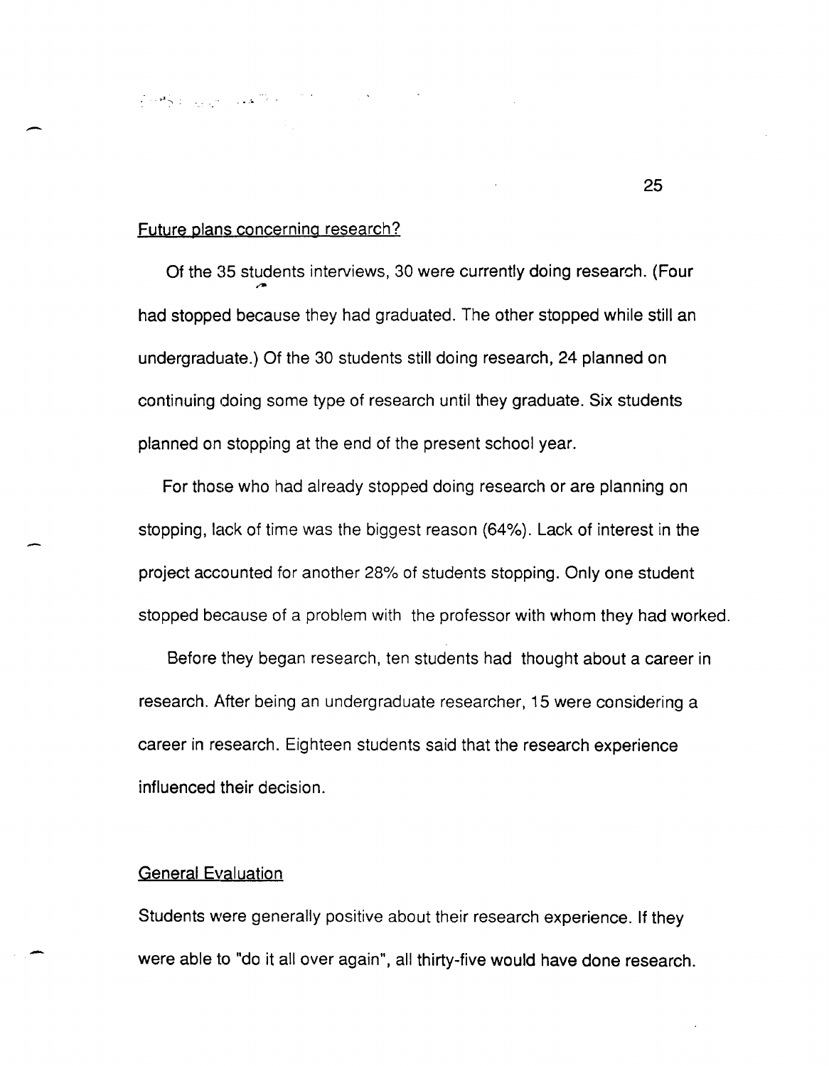Future plans concerning research?

Of the 35 students interviews, 30 were currently doing research. (Four had stopped because they had graduated. The other stopped while still an undergraduate.) Of the 30 students still doing research, 24 planned on continuing doing some type of research until they graduate. Six students planned on stopping at the end of the present school year.

For those who had already stopped doing research or are planning on stopping, lack of time was the biggest reason (64%). Lack of interest in the project accounted for another 28% of students stopping. Only one student stopped because of a problem with the professor with whom they had worked.

Before they began research, ten students had thought about a career in research. After being an undergraduate researcher, 15 were considering a career in research. Eighteen students said that the research experience influenced their decision.

General Evaluation

Students were generally positive about their research experience. If they were able to "do it all over again", all thirty-five would have done research.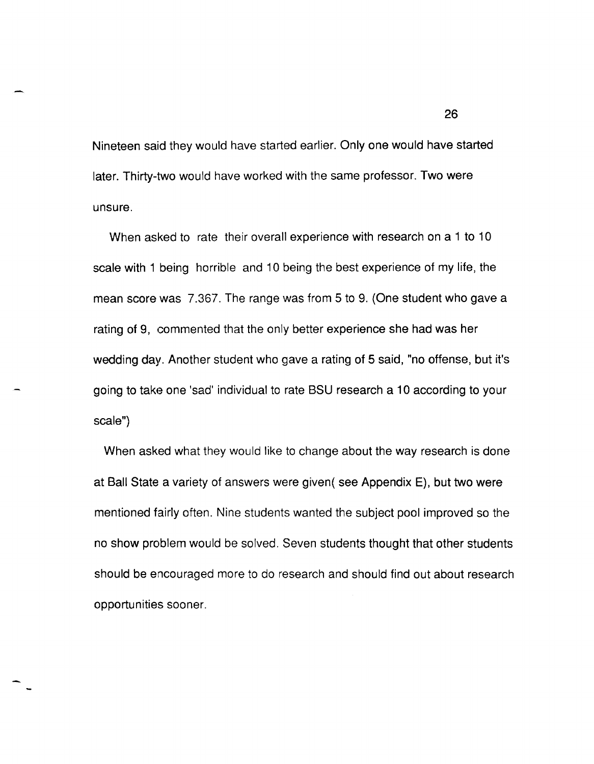Nineteen said they would have started earlier. Only one would have started later. Thirty-two would have worked with the same professor. Two were unsure.

When asked to rate their overall experience with research on a 1 to 10 scale with 1 being horrible and 10 being the best experience of my life, the mean score was 7.367. The range was from 5 to 9. (One student who gave a rating of 9, commented that the only better experience she had was her wedding day. Another student who gave a rating of 5 said, "no offense, but it's going to take one 'sad' individual to rate BSU research a 10 according to your scale")

When asked what they would like to change about the way research is done at Ball State a variety of answers were given( see Appendix E), but two were mentioned fairly often. Nine students wanted the subject pool improved so the no show problem would be solved. Seven students thought that other students should be encouraged more to do research and should find out about research opportunities sooner.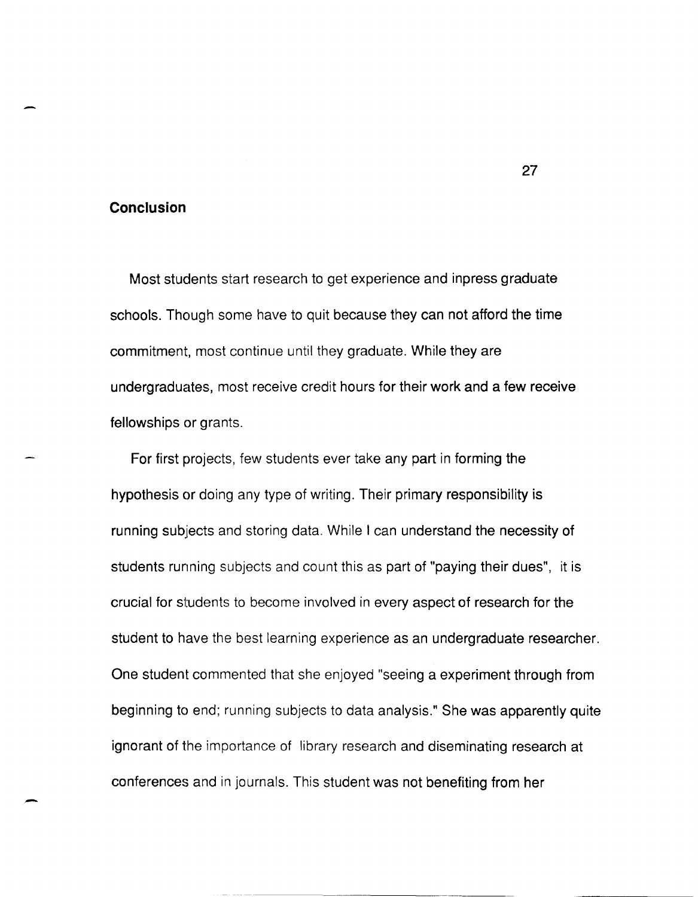## Conclusion

Most students start research to get experience and inpress graduate schools. Though some have to quit because they can not afford the time commitment, most continue until they graduate. While they are undergraduates, most receive credit hours for their work and a few receive fellowships or grants.

For first projects, few students ever take any part in forming the hypothesis or doing any type of writing. Their primary responsibility is running subjects and storing data. While I can understand the necessity of students running subjects and count this as part of "paying their dues", it is crucial for students to become involved in every aspect of research for the student to have the best learning experience as an undergraduate researcher. One student commented that she enjoyed "seeing a experiment through from beginning to end; running subjects to data analysis." She was apparently quite ignorant of the importance of library research and diseminating research at conferences and in journals. This student was not benefiting from her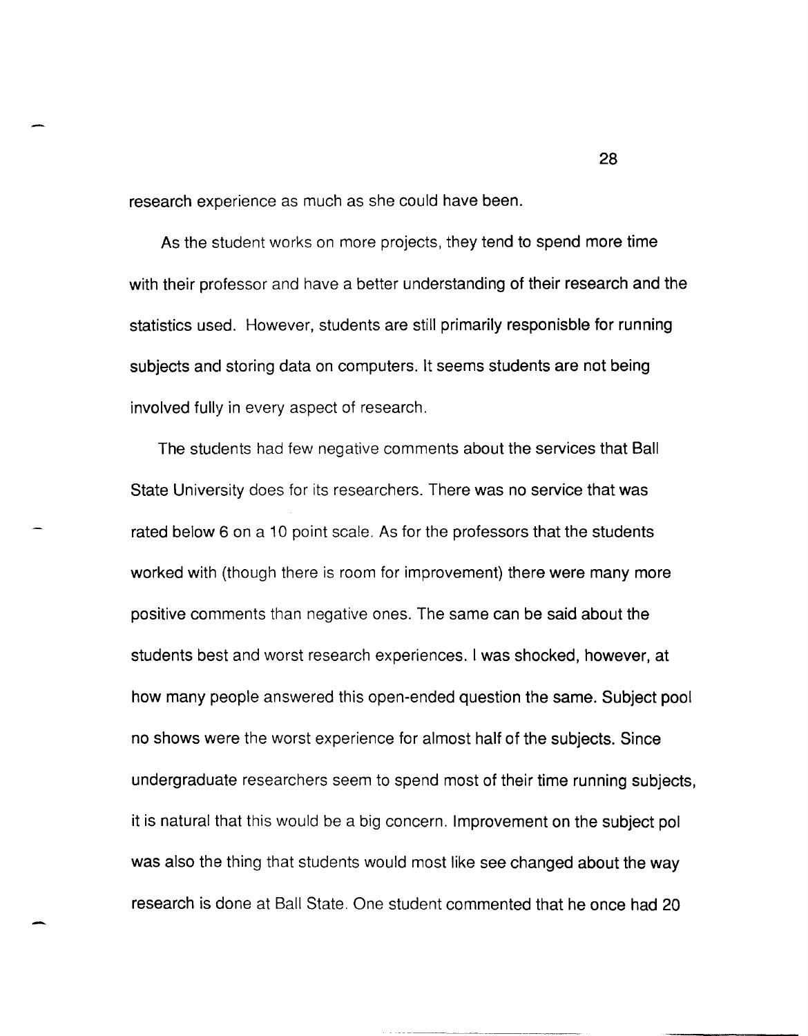research experience as much as she could have been.

As the student works on more projects, they tend to spend more time with their professor and have a better understanding of their research and the statistics used. However, students are still primarily responisble for running subjects and storing data on computers. It seems students are not being involved fully in every aspect of research.

The students had few negative comments about the services that Ball State University does for its researchers. There was no service that was rated below 6 on a 10 point scale. As for the professors that the students worked with (though there is room for improvement) there were many more positive comments than negative ones. The same can be said about the students best and worst research experiences. I was shocked, however, at how many people answered this open-ended question the same. Subject pool no shows were the worst experience for almost half of the subjects. Since undergraduate researchers seem to spend most of their time running subjects, it is natural that this would be a big concern. Improvement on the subject pol was also the thing that students would most like see changed about the way research is done at Ball State. One student commented that he once had 20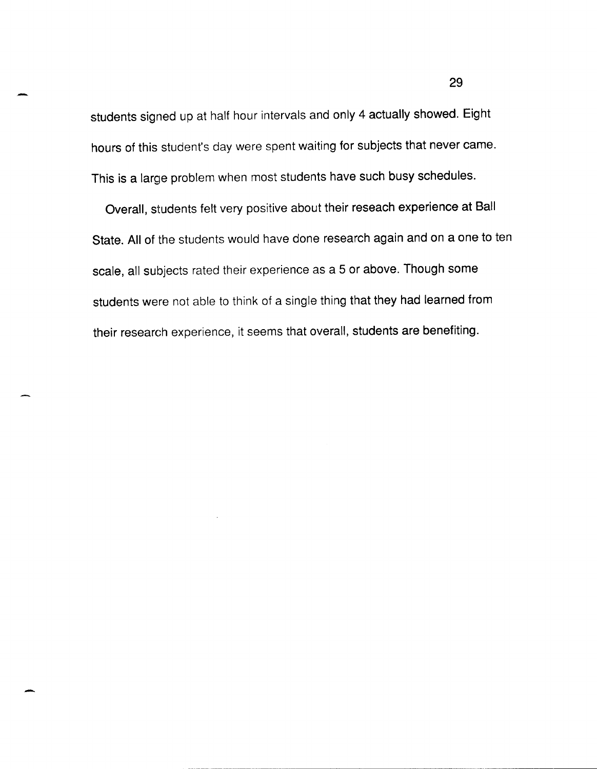students signed up at half hour intervals and only 4 actually showed. Eight hours of this student's day were spent waiting for subjects that never came. This is a large problem when most students have such busy schedules.

Overall, students felt very positive about their reseach experience at Ball State. All of the students would have done research again and on a one to ten scale, all subjects rated their experience as a 5 or above. Though some students were not able to think of a single thing that they had learned from their research experience, it seems that overall, students are benefiting.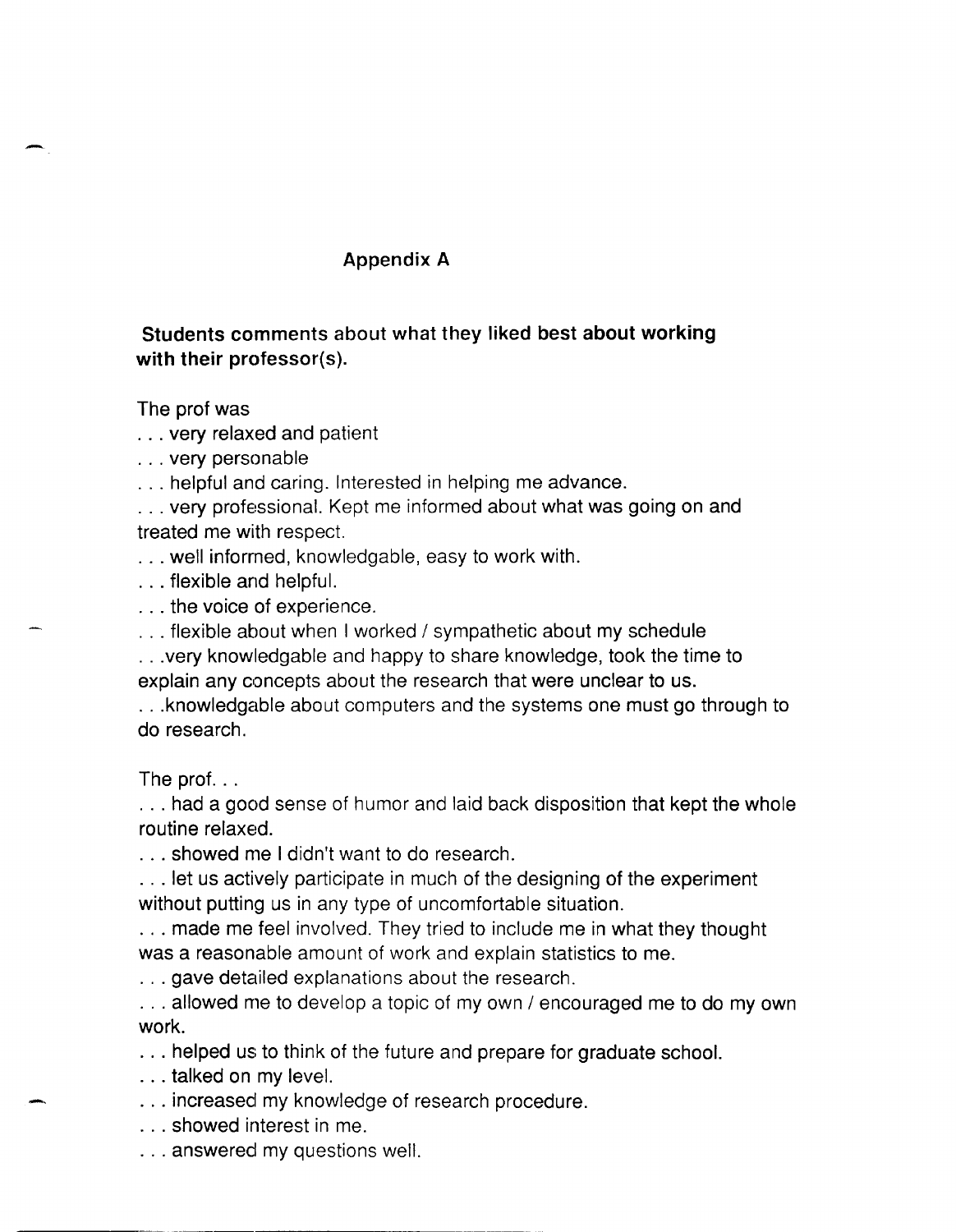# Appendix A

## Students comments about what they liked best about working with their professor(s).

The prof was

. . . very relaxed and patient

. . . very personable

. . . helpful and caring. Interested in helping me advance.

. . . very professional. Kept me informed about what was going on and treated me with respect.

. . . well informed, knowledgable, easy to work with.

. . . flexible and helpful.

. . . the voice of experience.

. . . flexible about when I worked / sympathetic about my schedule

. . .very knowledgable and happy to share knowledge, took the time to explain any concepts about the research that were unclear to us.

. . .knowledgable about computers and the systems one must go through to do research.

The prof. . .

. . . had a good sense of humor and laid back disposition that kept the whole routine relaxed.

. . . showed me I didn't want to do research.

. . . let us actively participate in much of the designing of the experiment without putting us in any type of uncomfortable situation.

. . . made me feel involved. They tried to include me in what they thought was a reasonable amount of work and explain statistics to me.

. . . gave detailed explanations about the research.

. . . allowed me to develop a topic of my own / encouraged me to do my own work.

. . . helped us to think of the future and prepare for graduate school.

. . . talked on my level.

. . . increased my knowledge of research procedure.

. . . showed interest in me.

. . . answered my questions well.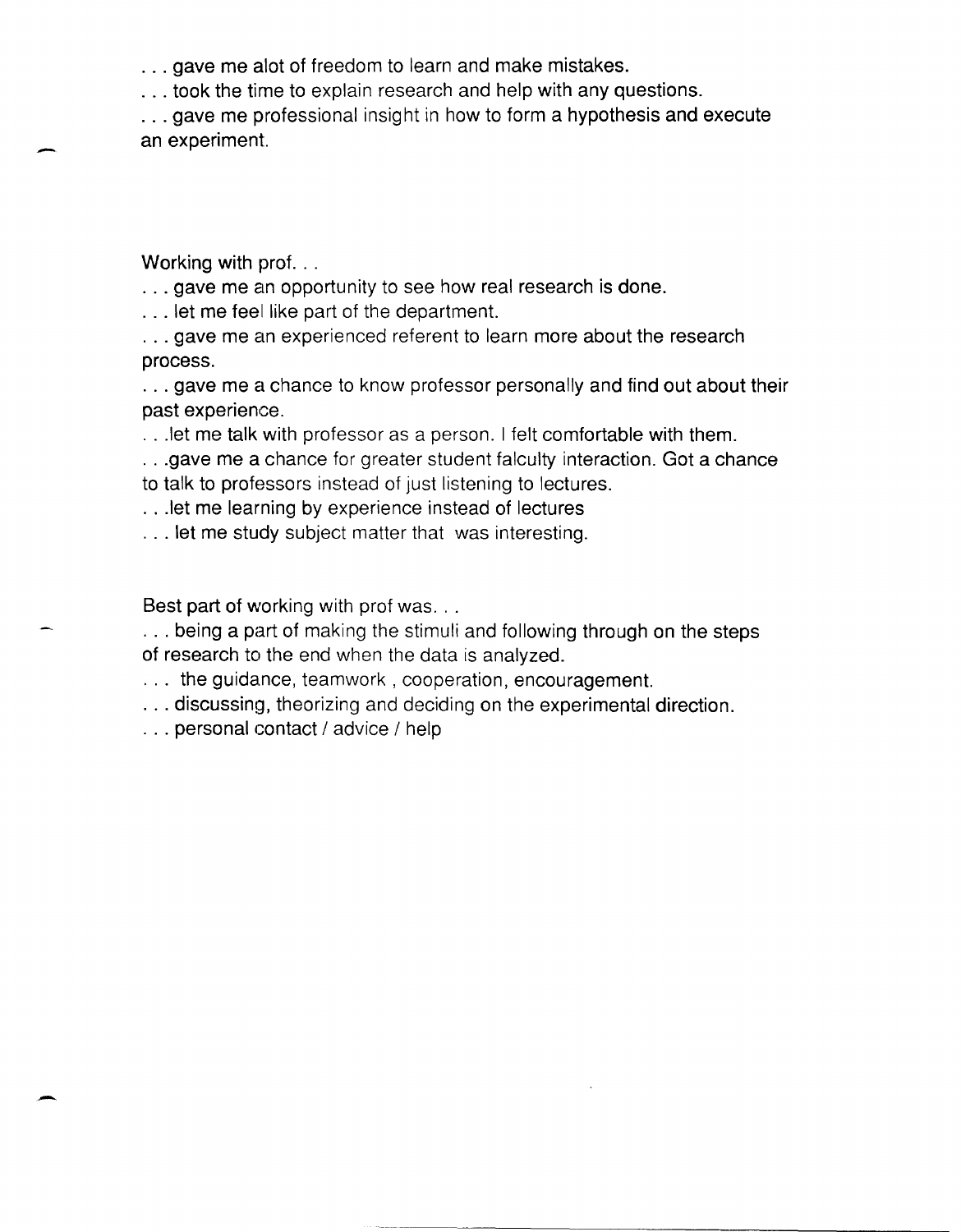. . . gave me alot of freedom to learn and make mistakes.

. . . took the time to explain research and help with any questions.

. . . gave me professional insight in how to form a hypothesis and execute an experiment.

Working with prof. . .

. . . gave me an opportunity to see how real research is done.

. . . let me feel like part of the department.

. . . gave me an experienced referent to learn more about the research process.

. . . gave me a chance to know professor personally and find out about their past experience.

. . .let me talk with professor as a person. I felt comfortable with them.

. . .gave me a chance for greater student falculty interaction. Got a chance to talk to professors instead of just listening to lectures.

. . .let me learning by experience instead of lectures

. . . let me study subject matter that was interesting.

Best part of working with prof was. . .

. . . being a part of making the stimuli and following through on the steps of research to the end when the data is analyzed.

. . . the guidance, teamwork , cooperation, encouragement.

. . . discussing, theorizing and deciding on the experimental direction.

. . . personal contact / advice / help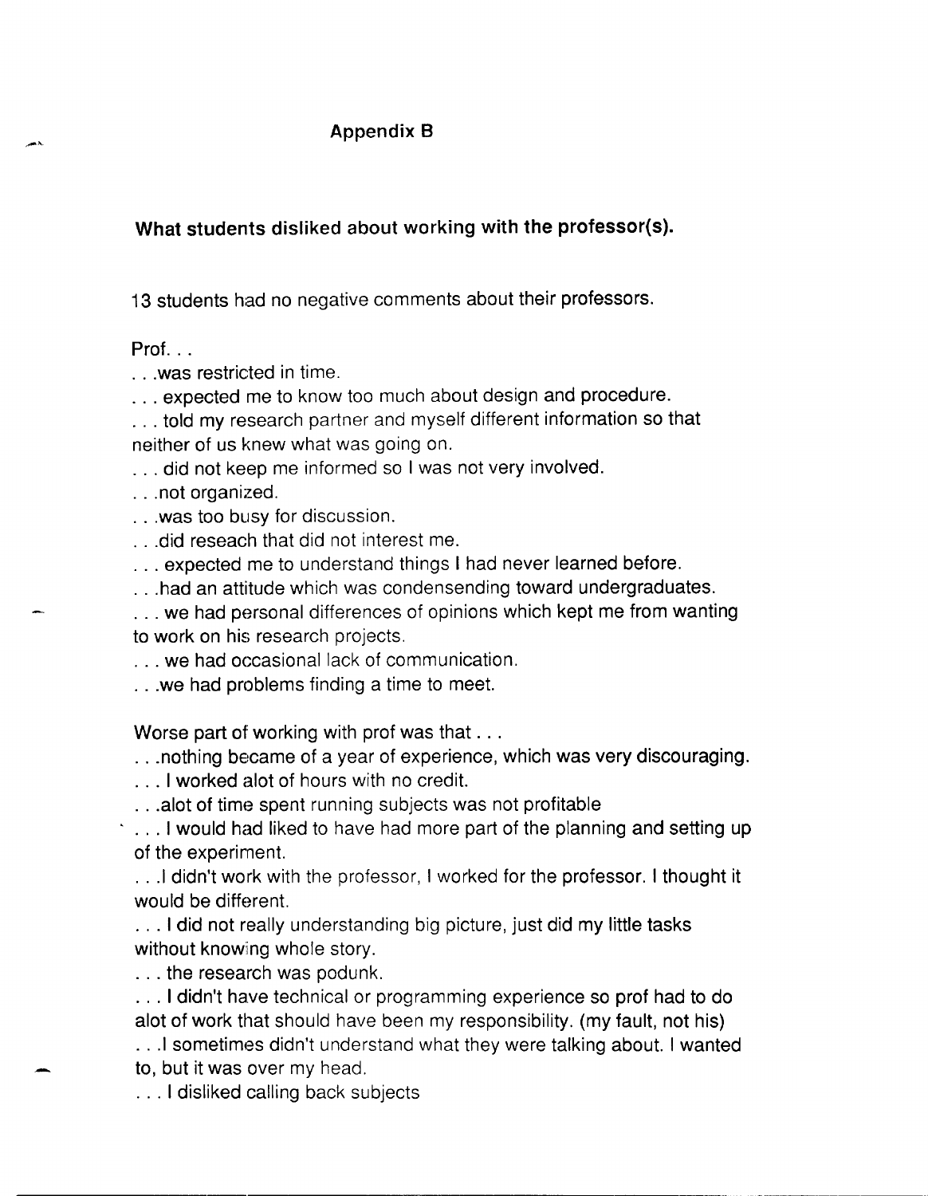# Appendix B

## What students disliked about working with the professor(s).

13 students had no negative comments about their professors.

Prof. . .

. . .was restricted in time.

. . . expected me to know too much about design and procedure.

. . . told my research partner and myself different information so that neither of us knew what was going on.

. . . did not keep me informed so I was not very involved.

. . .not organized.

. . .was too busy for discussion.

. . .did reseach that did not interest me.

. . . expected me to understand things I had never learned before.

. . .had an attitude which was condensending toward undergraduates.

. . . we had personal differences of opinions which kept me from wanting to work on his research projects.

. . . we had occasional lack of communication.

. . .we had problems finding a time to meet.

Worse part of working with prof was that . . .

. . .nothing became of a year of experience, which was very discouraging.

. . . I worked alot of hours with no credit.

. . .alot of time spent running subjects was not profitable

. . . I would had liked to have had more part of the planning and setting up of the experiment.

. . .I didn't work with the professor, I worked for the professor. I thought it would be different.

. . . I did not really understanding big picture, just did my little tasks without knowing whole story.

. . . the research was podunk.

. . . I didn't have technical or programming experience so prof had to do alot of work that should have been my responsibility. (my fault, not his)

. . .I sometimes didn't understand what they were talking about. I wanted to, but it was over my head.

. . . I disliked calling back subjects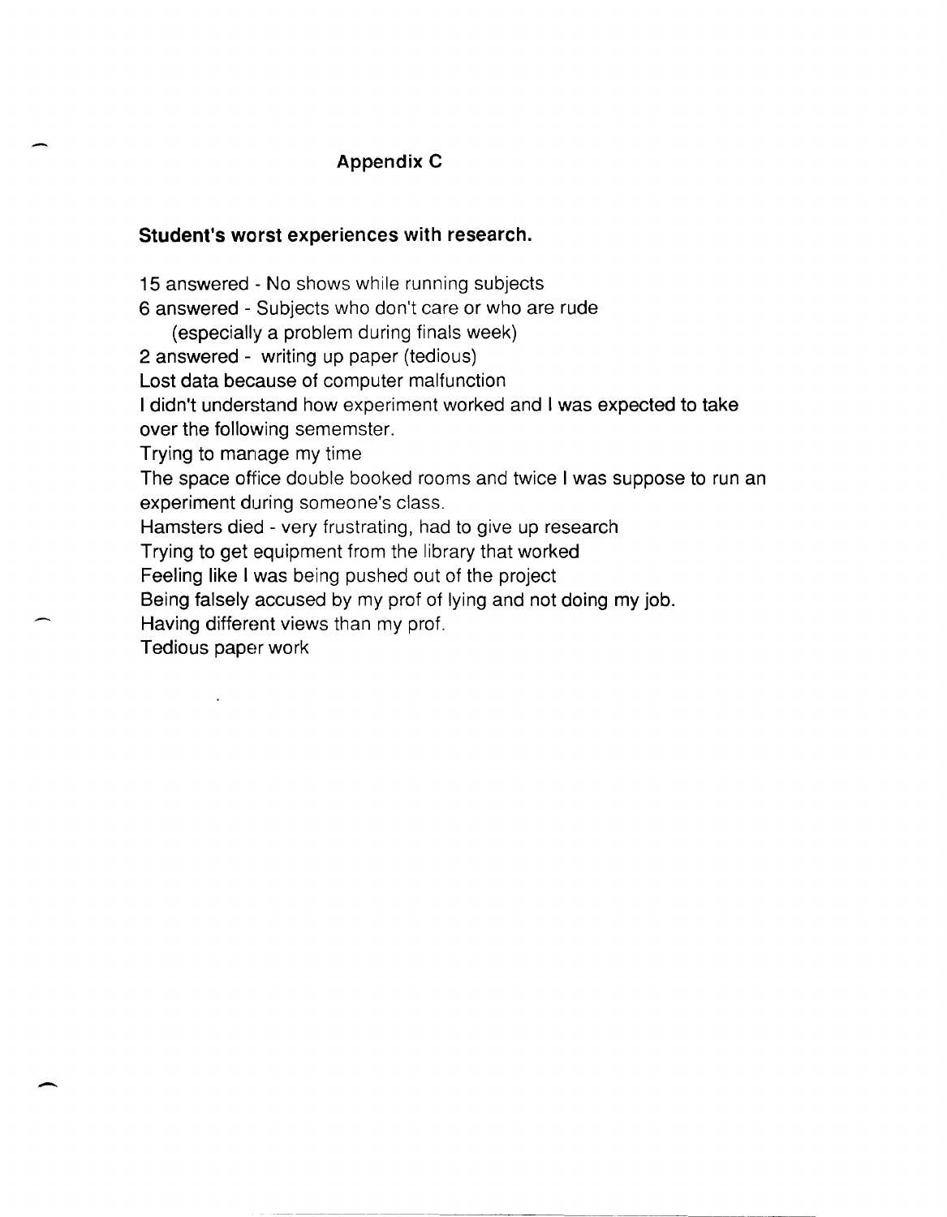# Appendix C

**Student's worst experiences with research.**

15 answered - No shows while running subjects
6 answered - Subjects who don't care or who are rude
(especially a problem during finals week)
2 answered - writing up paper (tedious)
Lost data because of computer malfunction
I didn't understand how experiment worked and I was expected to take over the following sememster.
Trying to manage my time
The space office double booked rooms and twice I was suppose to run an experiment during someone's class.
Hamsters died - very frustrating, had to give up research
Trying to get equipment from the library that worked
Feeling like I was being pushed out of the project
Being falsely accused by my prof of lying and not doing my job.
Having different views than my prof.
Tedious paper work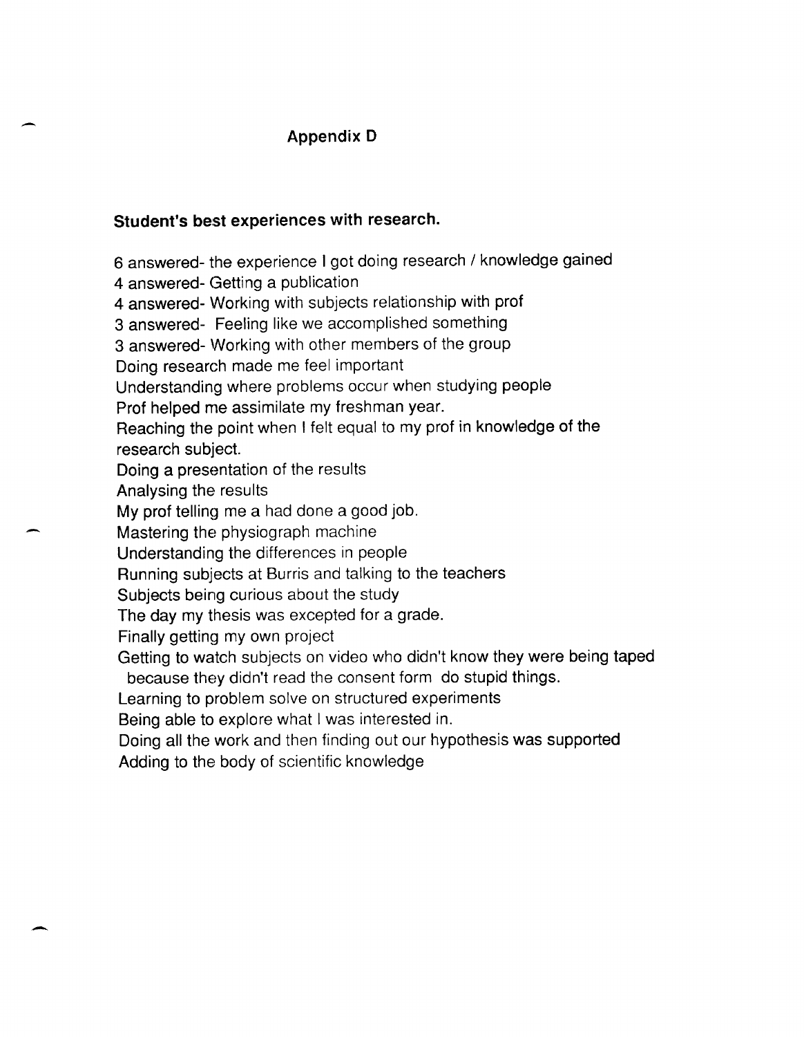# Appendix D

## Student's best experiences with research.

6 answered- the experience I got doing research / knowledge gained
4 answered- Getting a publication
4 answered- Working with subjects relationship with prof
3 answered- Feeling like we accomplished something
3 answered- Working with other members of the group
Doing research made me feel important
Understanding where problems occur when studying people
Prof helped me assimilate my freshman year.
Reaching the point when I felt equal to my prof in knowledge of the research subject.
Doing a presentation of the results
Analysing the results
My prof telling me a had done a good job.
Mastering the physiograph machine
Understanding the differences in people
Running subjects at Burris and talking to the teachers
Subjects being curious about the study
The day my thesis was excepted for a grade.
Finally getting my own project
Getting to watch subjects on video who didn't know they were being taped because they didn't read the consent form do stupid things.
Learning to problem solve on structured experiments
Being able to explore what I was interested in.
Doing all the work and then finding out our hypothesis was supported
Adding to the body of scientific knowledge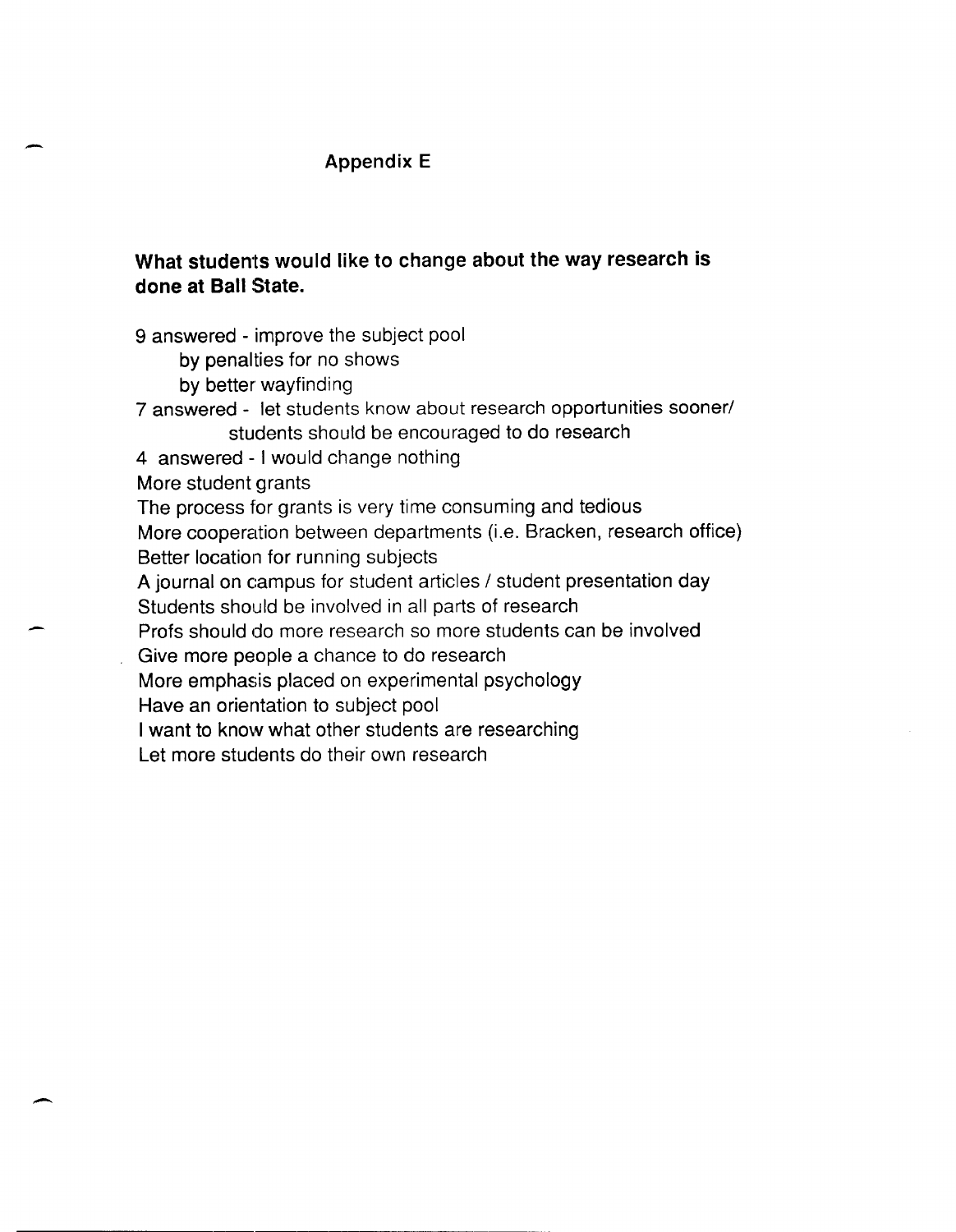# Appendix E

**What students would like to change about the way research is done at Ball State.**

9 answered - improve the subject pool
by penalties for no shows
by better wayfinding

7 answered - let students know about research opportunities sooner/
students should be encouraged to do research

4 answered - I would change nothing

More student grants

The process for grants is very time consuming and tedious

More cooperation between departments (i.e. Bracken, research office)

Better location for running subjects

A journal on campus for student articles / student presentation day

Students should be involved in all parts of research

Profs should do more research so more students can be involved

Give more people a chance to do research

More emphasis placed on experimental psychology

Have an orientation to subject pool

I want to know what other students are researching

Let more students do their own research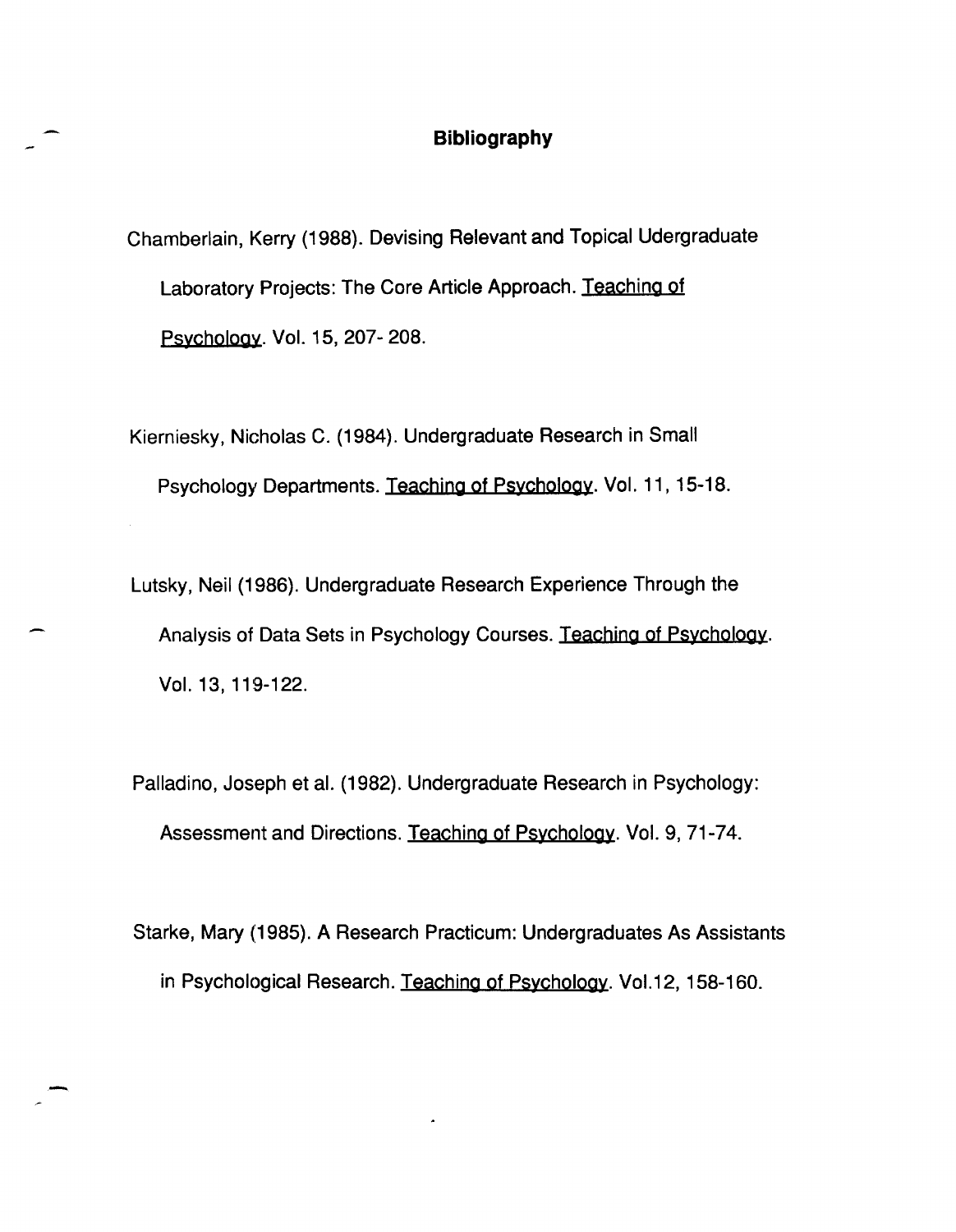# Bibliography

Chamberlain, Kerry (1988). Devising Relevant and Topical Udergraduate Laboratory Projects: The Core Article Approach. Teaching of Psychology. Vol. 15, 207- 208.

Kierniesky, Nicholas C. (1984). Undergraduate Research in Small Psychology Departments. Teaching of Psychology. Vol. 11, 15-18.

Lutsky, Neil (1986). Undergraduate Research Experience Through the Analysis of Data Sets in Psychology Courses. Teaching of Psychology. Vol. 13, 119-122.

Palladino, Joseph et al. (1982). Undergraduate Research in Psychology: Assessment and Directions. Teaching of Psychology. Vol. 9, 71-74.

Starke, Mary (1985). A Research Practicum: Undergraduates As Assistants in Psychological Research. Teaching of Psychology. Vol.12, 158-160.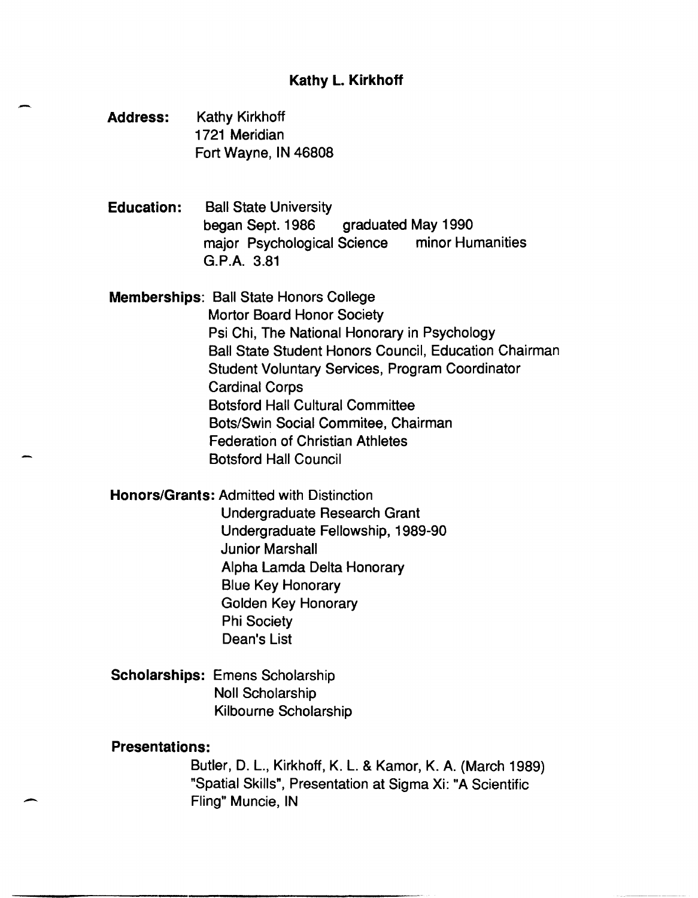# Kathy L. Kirkhoff

**Address:** Kathy Kirkhoff
1721 Meridian
Fort Wayne, IN 46808

**Education:** Ball State University
began Sept. 1986 graduated May 1990
major Psychological Science minor Humanities
G.P.A. 3.81

**Memberships**: Ball State Honors College
Mortor Board Honor Society
Psi Chi, The National Honorary in Psychology
Ball State Student Honors Council, Education Chairman
Student Voluntary Services, Program Coordinator
Cardinal Corps
Botsford Hall Cultural Committee
Bots/Swin Social Commitee, Chairman
Federation of Christian Athletes
Botsford Hall Council

**Honors/Grants:** Admitted with Distinction
Undergraduate Research Grant
Undergraduate Fellowship, 1989-90
Junior Marshall
Alpha Lamda Delta Honorary
Blue Key Honorary
Golden Key Honorary
Phi Society
Dean's List

**Scholarships:** Emens Scholarship
Noll Scholarship
Kilbourne Scholarship

**Presentations:**

Butler, D. L., Kirkhoff, K. L. & Kamor, K. A. (March 1989) "Spatial Skills", Presentation at Sigma Xi: "A Scientific Fling" Muncie, IN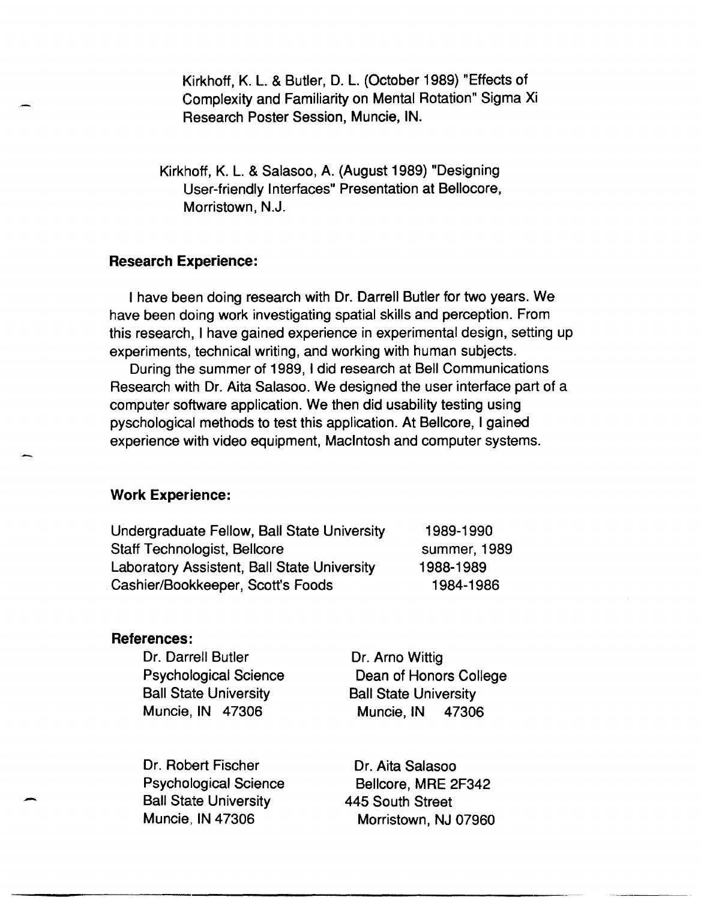Kirkhoff, K. L. & Butler, D. L. (October 1989) "Effects of Complexity and Familiarity on Mental Rotation" Sigma Xi Research Poster Session, Muncie, IN.

Kirkhoff, K. L. & Salasoo, A. (August 1989) "Designing User-friendly Interfaces" Presentation at Bellocore, Morristown, N.J.

**Research Experience:**

I have been doing research with Dr. Darrell Butler for two years. We have been doing work investigating spatial skills and perception. From this research, I have gained experience in experimental design, setting up experiments, technical writing, and working with human subjects.

During the summer of 1989, I did research at Bell Communications Research with Dr. Aita Salasoo. We designed the user interface part of a computer software application. We then did usability testing using pyschological methods to test this application. At Bellcore, I gained experience with video equipment, MacIntosh and computer systems.

**Work Experience:**

| | |
|---|---|
| Undergraduate Fellow, Ball State University | 1989-1990 |
| Staff Technologist, Bellcore | summer, 1989 |
| Laboratory Assistent, Ball State University | 1988-1989 |
| Cashier/Bookkeeper, Scott's Foods | 1984-1986 |

**References:**

Dr. Darrell Butler
Psychological Science
Ball State University
Muncie, IN 47306

Dr. Arno Wittig
Dean of Honors College
Ball State University
Muncie, IN 47306

Dr. Robert Fischer
Psychological Science
Ball State University
Muncie, IN 47306

Dr. Aita Salasoo
Bellcore, MRE 2F342
445 South Street
Morristown, NJ 07960